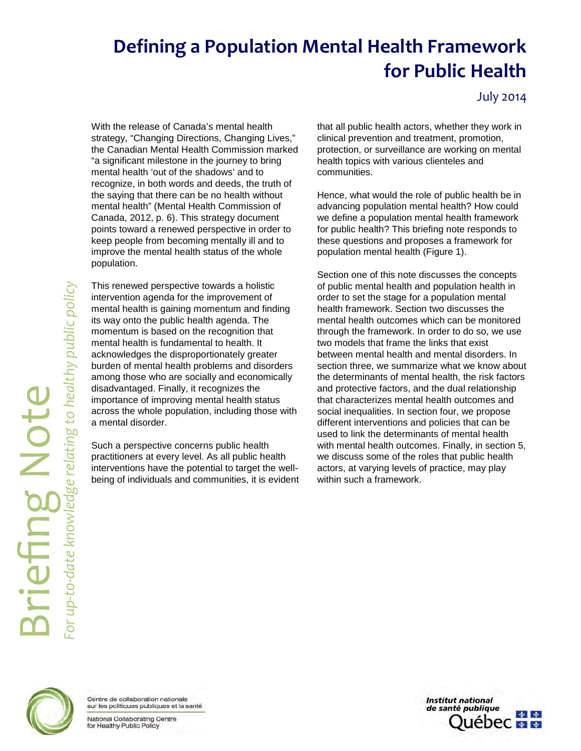# Defining a Population Mental Health Framework for Public Health

July 2014

Briefing Note

*For up-to-date knowledge relating to healthy public policy*

With the release of Canada's mental health strategy, "Changing Directions, Changing Lives," the Canadian Mental Health Commission marked "a significant milestone in the journey to bring mental health 'out of the shadows' and to recognize, in both words and deeds, the truth of the saying that there can be no health without mental health" (Mental Health Commission of Canada, 2012, p. 6). This strategy document points toward a renewed perspective in order to keep people from becoming mentally ill and to improve the mental health status of the whole population.

This renewed perspective towards a holistic intervention agenda for the improvement of mental health is gaining momentum and finding its way onto the public health agenda. The momentum is based on the recognition that mental health is fundamental to health. It acknowledges the disproportionately greater burden of mental health problems and disorders among those who are socially and economically disadvantaged. Finally, it recognizes the importance of improving mental health status across the whole population, including those with a mental disorder.

Such a perspective concerns public health practitioners at every level. As all public health interventions have the potential to target the well-being of individuals and communities, it is evident that all public health actors, whether they work in clinical prevention and treatment, promotion, protection, or surveillance are working on mental health topics with various clienteles and communities.

Hence, what would the role of public health be in advancing population mental health? How could we define a population mental health framework for public health? This briefing note responds to these questions and proposes a framework for population mental health (Figure 1).

Section one of this note discusses the concepts of public mental health and population health in order to set the stage for a population mental health framework. Section two discusses the mental health outcomes which can be monitored through the framework. In order to do so, we use two models that frame the links that exist between mental health and mental disorders. In section three, we summarize what we know about the determinants of mental health, the risk factors and protective factors, and the dual relationship that characterizes mental health outcomes and social inequalities. In section four, we propose different interventions and policies that can be used to link the determinants of mental health with mental health outcomes. Finally, in section 5, we discuss some of the roles that public health actors, at varying levels of practice, may play within such a framework.

Centre de collaboration nationale sur les politiques publiques et la santé

National Collaborating Centre for Healthy Public Policy

Institut national de santé publique Québec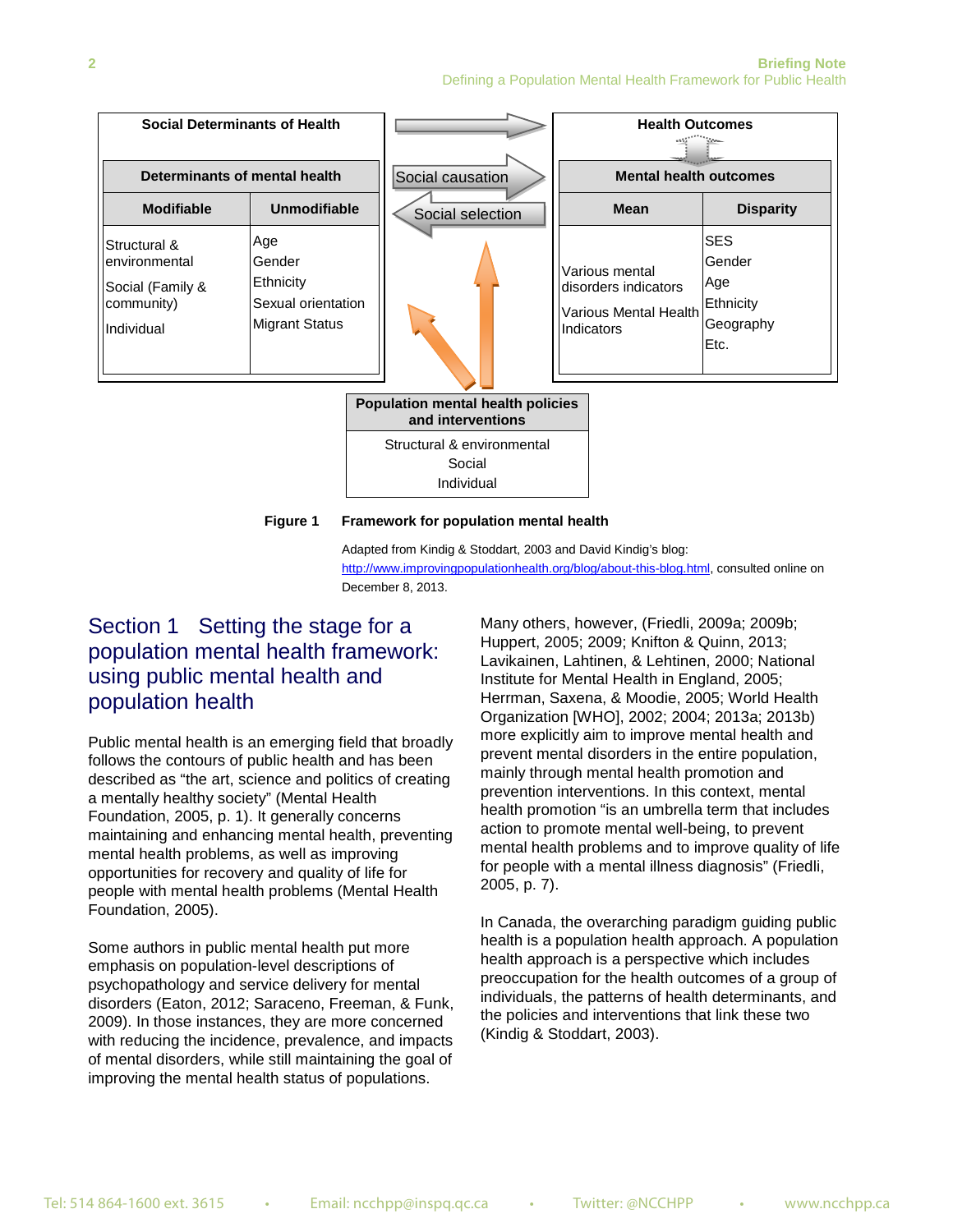**Social Determinants of Health**

**Determinants of mental health**

| Modifiable | Unmodifiable |
|---|---|
| Structural & environmental<br>Social (Family & community)<br>Individual | Age<br>Gender<br>Ethnicity<br>Sexual orientation<br>Migrant Status |

Social causation

Social selection

**Health Outcomes**

**Mental health outcomes**

| Mean | Disparity |
|---|---|
| Various mental disorders indicators<br>Various Mental Health Indicators | SES<br>Gender<br>Age<br>Ethnicity<br>Geography<br>Etc. |

**Population mental health policies and interventions**

Structural & environmental
Social
Individual

**Figure 1 Framework for population mental health**

Adapted from Kindig & Stoddart, 2003 and David Kindig's blog: http://www.improvingpopulationhealth.org/blog/about-this-blog.html, consulted online on December 8, 2013.

## Section 1 Setting the stage for a population mental health framework: using public mental health and population health

Public mental health is an emerging field that broadly follows the contours of public health and has been described as "the art, science and politics of creating a mentally healthy society" (Mental Health Foundation, 2005, p. 1). It generally concerns maintaining and enhancing mental health, preventing mental health problems, as well as improving opportunities for recovery and quality of life for people with mental health problems (Mental Health Foundation, 2005).

Some authors in public mental health put more emphasis on population-level descriptions of psychopathology and service delivery for mental disorders (Eaton, 2012; Saraceno, Freeman, & Funk, 2009). In those instances, they are more concerned with reducing the incidence, prevalence, and impacts of mental disorders, while still maintaining the goal of improving the mental health status of populations.

Many others, however, (Friedli, 2009a; 2009b; Huppert, 2005; 2009; Knifton & Quinn, 2013; Lavikainen, Lahtinen, & Lehtinen, 2000; National Institute for Mental Health in England, 2005; Herrman, Saxena, & Moodie, 2005; World Health Organization [WHO], 2002; 2004; 2013a; 2013b) more explicitly aim to improve mental health and prevent mental disorders in the entire population, mainly through mental health promotion and prevention interventions. In this context, mental health promotion "is an umbrella term that includes action to promote mental well-being, to prevent mental health problems and to improve quality of life for people with a mental illness diagnosis" (Friedli, 2005, p. 7).

In Canada, the overarching paradigm guiding public health is a population health approach. A population health approach is a perspective which includes preoccupation for the health outcomes of a group of individuals, the patterns of health determinants, and the policies and interventions that link these two (Kindig & Stoddart, 2003).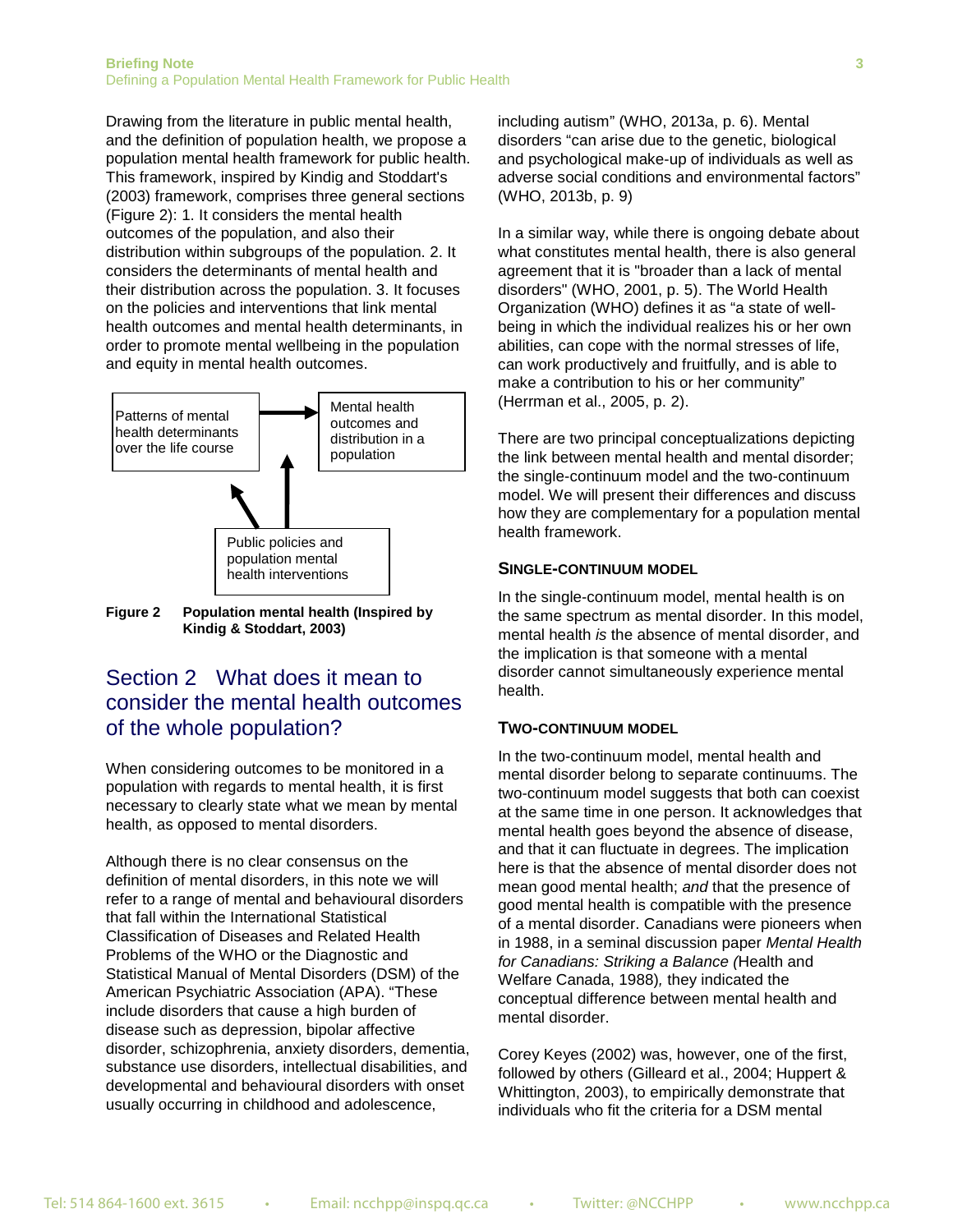Drawing from the literature in public mental health, and the definition of population health, we propose a population mental health framework for public health. This framework, inspired by Kindig and Stoddart's (2003) framework, comprises three general sections (Figure 2): 1. It considers the mental health outcomes of the population, and also their distribution within subgroups of the population. 2. It considers the determinants of mental health and their distribution across the population. 3. It focuses on the policies and interventions that link mental health outcomes and mental health determinants, in order to promote mental wellbeing in the population and equity in mental health outcomes.

Patterns of mental health determinants over the life course → Mental health outcomes and distribution in a population

Public policies and population mental health interventions → Patterns of mental health determinants over the life course; Mental health outcomes and distribution in a population

**Figure 2 Population mental health (Inspired by Kindig & Stoddart, 2003)**

## Section 2 What does it mean to consider the mental health outcomes of the whole population?

When considering outcomes to be monitored in a population with regards to mental health, it is first necessary to clearly state what we mean by mental health, as opposed to mental disorders.

Although there is no clear consensus on the definition of mental disorders, in this note we will refer to a range of mental and behavioural disorders that fall within the International Statistical Classification of Diseases and Related Health Problems of the WHO or the Diagnostic and Statistical Manual of Mental Disorders (DSM) of the American Psychiatric Association (APA). "These include disorders that cause a high burden of disease such as depression, bipolar affective disorder, schizophrenia, anxiety disorders, dementia, substance use disorders, intellectual disabilities, and developmental and behavioural disorders with onset usually occurring in childhood and adolescence, including autism" (WHO, 2013a, p. 6). Mental disorders "can arise due to the genetic, biological and psychological make-up of individuals as well as adverse social conditions and environmental factors" (WHO, 2013b, p. 9)

In a similar way, while there is ongoing debate about what constitutes mental health, there is also general agreement that it is "broader than a lack of mental disorders" (WHO, 2001, p. 5). The World Health Organization (WHO) defines it as "a state of well-being in which the individual realizes his or her own abilities, can cope with the normal stresses of life, can work productively and fruitfully, and is able to make a contribution to his or her community" (Herrman et al., 2005, p. 2).

There are two principal conceptualizations depicting the link between mental health and mental disorder; the single-continuum model and the two-continuum model. We will present their differences and discuss how they are complementary for a population mental health framework.

### SINGLE-CONTINUUM MODEL

In the single-continuum model, mental health is on the same spectrum as mental disorder. In this model, mental health *is* the absence of mental disorder, and the implication is that someone with a mental disorder cannot simultaneously experience mental health.

### TWO-CONTINUUM MODEL

In the two-continuum model, mental health and mental disorder belong to separate continuums. The two-continuum model suggests that both can coexist at the same time in one person. It acknowledges that mental health goes beyond the absence of disease, and that it can fluctuate in degrees. The implication here is that the absence of mental disorder does not mean good mental health; *and* that the presence of good mental health is compatible with the presence of a mental disorder. Canadians were pioneers when in 1988, in a seminal discussion paper *Mental Health for Canadians: Striking a Balance (*Health and Welfare Canada, 1988)*,* they indicated the conceptual difference between mental health and mental disorder.

Corey Keyes (2002) was, however, one of the first, followed by others (Gilleard et al., 2004; Huppert & Whittington, 2003), to empirically demonstrate that individuals who fit the criteria for a DSM mental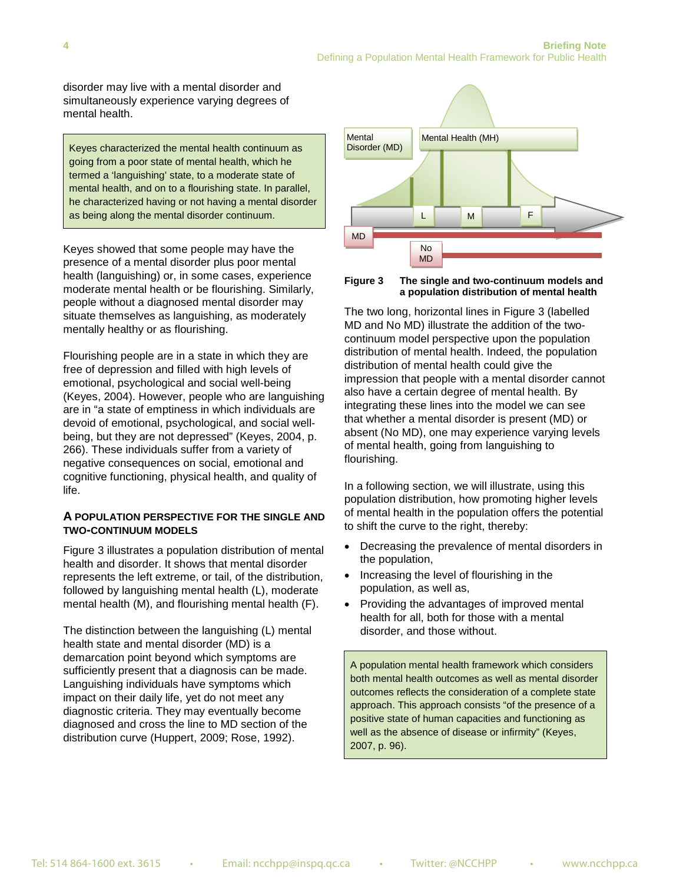disorder may live with a mental disorder and simultaneously experience varying degrees of mental health.

> Keyes characterized the mental health continuum as going from a poor state of mental health, which he termed a 'languishing' state, to a moderate state of mental health, and on to a flourishing state. In parallel, he characterized having or not having a mental disorder as being along the mental disorder continuum.

Keyes showed that some people may have the presence of a mental disorder plus poor mental health (languishing) or, in some cases, experience moderate mental health or be flourishing. Similarly, people without a diagnosed mental disorder may situate themselves as languishing, as moderately mentally healthy or as flourishing.

Flourishing people are in a state in which they are free of depression and filled with high levels of emotional, psychological and social well-being (Keyes, 2004). However, people who are languishing are in "a state of emptiness in which individuals are devoid of emotional, psychological, and social well-being, but they are not depressed" (Keyes, 2004, p. 266). These individuals suffer from a variety of negative consequences on social, emotional and cognitive functioning, physical health, and quality of life.

## A Population Perspective for the Single and Two-Continuum Models

Figure 3 illustrates a population distribution of mental health and disorder. It shows that mental disorder represents the left extreme, or tail, of the distribution, followed by languishing mental health (L), moderate mental health (M), and flourishing mental health (F).

The distinction between the languishing (L) mental health state and mental disorder (MD) is a demarcation point beyond which symptoms are sufficiently present that a diagnosis can be made. Languishing individuals have symptoms which impact on their daily life, yet do not meet any diagnostic criteria. They may eventually become diagnosed and cross the line to MD section of the distribution curve (Huppert, 2009; Rose, 1992).

**Figure 3 The single and two-continuum models and a population distribution of mental health**

The two long, horizontal lines in Figure 3 (labelled MD and No MD) illustrate the addition of the two-continuum model perspective upon the population distribution of mental health. Indeed, the population distribution of mental health could give the impression that people with a mental disorder cannot also have a certain degree of mental health. By integrating these lines into the model we can see that whether a mental disorder is present (MD) or absent (No MD), one may experience varying levels of mental health, going from languishing to flourishing.

In a following section, we will illustrate, using this population distribution, how promoting higher levels of mental health in the population offers the potential to shift the curve to the right, thereby:

- Decreasing the prevalence of mental disorders in the population,
- Increasing the level of flourishing in the population, as well as,
- Providing the advantages of improved mental health for all, both for those with a mental disorder, and those without.

> A population mental health framework which considers both mental health outcomes as well as mental disorder outcomes reflects the consideration of a complete state approach. This approach consists "of the presence of a positive state of human capacities and functioning as well as the absence of disease or infirmity" (Keyes, 2007, p. 96).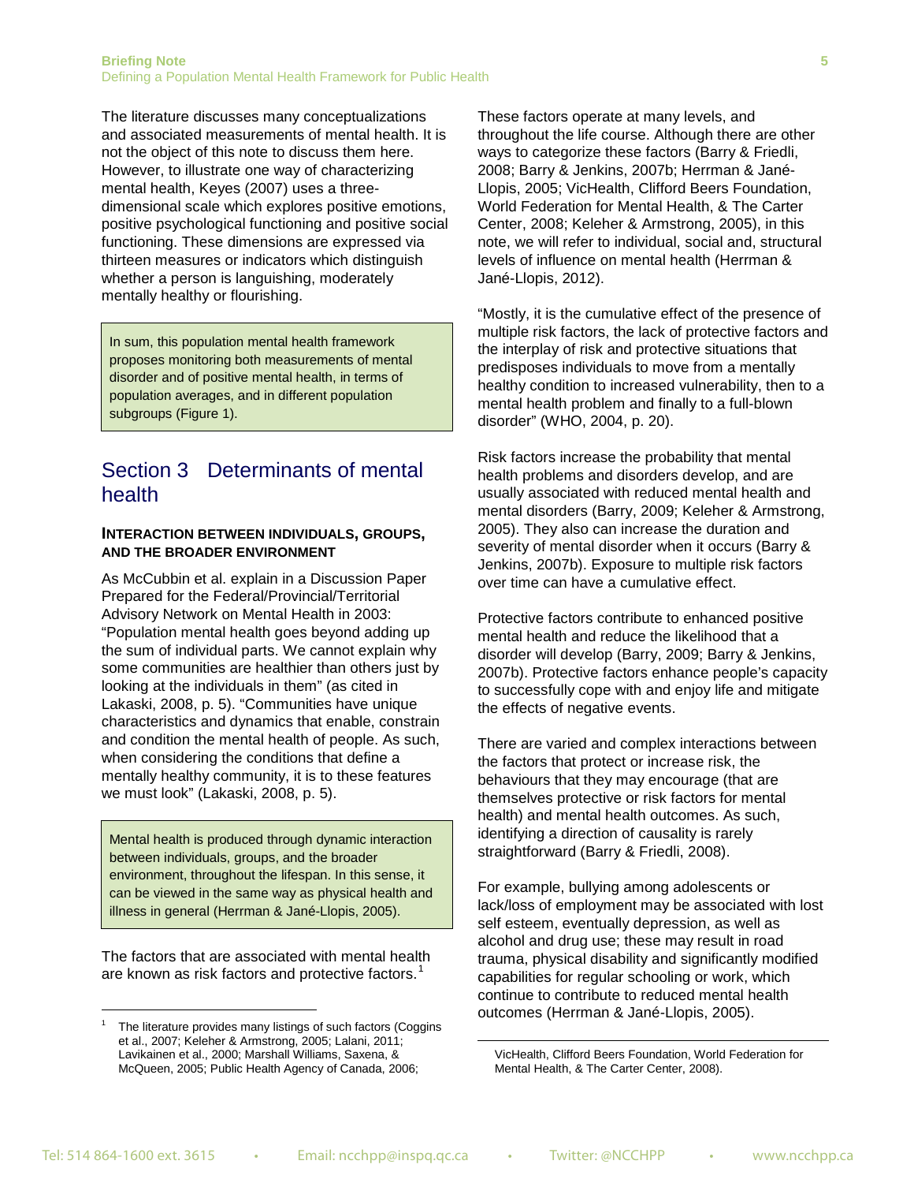The literature discusses many conceptualizations and associated measurements of mental health. It is not the object of this note to discuss them here. However, to illustrate one way of characterizing mental health, Keyes (2007) uses a three-dimensional scale which explores positive emotions, positive psychological functioning and positive social functioning. These dimensions are expressed via thirteen measures or indicators which distinguish whether a person is languishing, moderately mentally healthy or flourishing.

> In sum, this population mental health framework proposes monitoring both measurements of mental disorder and of positive mental health, in terms of population averages, and in different population subgroups (Figure 1).

# Section 3 Determinants of mental health

### Interaction between individuals, groups, and the broader environment

As McCubbin et al. explain in a Discussion Paper Prepared for the Federal/Provincial/Territorial Advisory Network on Mental Health in 2003: “Population mental health goes beyond adding up the sum of individual parts. We cannot explain why some communities are healthier than others just by looking at the individuals in them” (as cited in Lakaski, 2008, p. 5). “Communities have unique characteristics and dynamics that enable, constrain and condition the mental health of people. As such, when considering the conditions that define a mentally healthy community, it is to these features we must look” (Lakaski, 2008, p. 5).

> Mental health is produced through dynamic interaction between individuals, groups, and the broader environment, throughout the lifespan. In this sense, it can be viewed in the same way as physical health and illness in general (Herrman & Jané-Llopis, 2005).

The factors that are associated with mental health are known as risk factors and protective factors.[1]

These factors operate at many levels, and throughout the life course. Although there are other ways to categorize these factors (Barry & Friedli, 2008; Barry & Jenkins, 2007b; Herrman & Jané-Llopis, 2005; VicHealth, Clifford Beers Foundation, World Federation for Mental Health, & The Carter Center, 2008; Keleher & Armstrong, 2005), in this note, we will refer to individual, social and, structural levels of influence on mental health (Herrman & Jané-Llopis, 2012).

“Mostly, it is the cumulative effect of the presence of multiple risk factors, the lack of protective factors and the interplay of risk and protective situations that predisposes individuals to move from a mentally healthy condition to increased vulnerability, then to a mental health problem and finally to a full-blown disorder” (WHO, 2004, p. 20).

Risk factors increase the probability that mental health problems and disorders develop, and are usually associated with reduced mental health and mental disorders (Barry, 2009; Keleher & Armstrong, 2005). They also can increase the duration and severity of mental disorder when it occurs (Barry & Jenkins, 2007b). Exposure to multiple risk factors over time can have a cumulative effect.

Protective factors contribute to enhanced positive mental health and reduce the likelihood that a disorder will develop (Barry, 2009; Barry & Jenkins, 2007b). Protective factors enhance people’s capacity to successfully cope with and enjoy life and mitigate the effects of negative events.

There are varied and complex interactions between the factors that protect or increase risk, the behaviours that they may encourage (that are themselves protective or risk factors for mental health) and mental health outcomes. As such, identifying a direction of causality is rarely straightforward (Barry & Friedli, 2008).

For example, bullying among adolescents or lack/loss of employment may be associated with lost self esteem, eventually depression, as well as alcohol and drug use; these may result in road trauma, physical disability and significantly modified capabilities for regular schooling or work, which continue to contribute to reduced mental health outcomes (Herrman & Jané-Llopis, 2005).

---

[1] The literature provides many listings of such factors (Coggins et al., 2007; Keleher & Armstrong, 2005; Lalani, 2011; Lavikainen et al., 2000; Marshall Williams, Saxena, & McQueen, 2005; Public Health Agency of Canada, 2006; VicHealth, Clifford Beers Foundation, World Federation for Mental Health, & The Carter Center, 2008).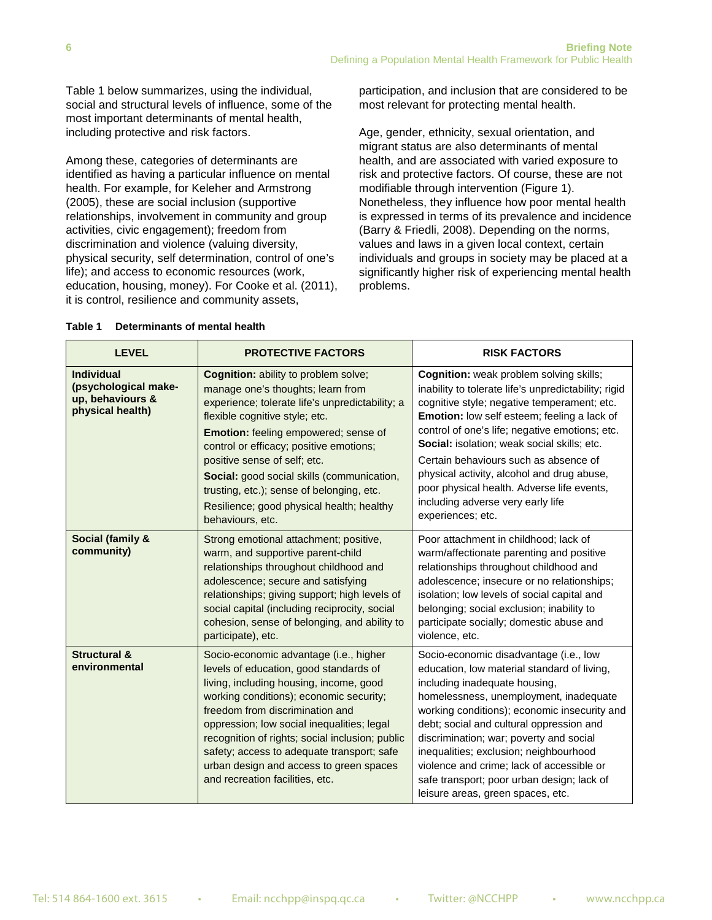Table 1 below summarizes, using the individual, social and structural levels of influence, some of the most important determinants of mental health, including protective and risk factors.

Among these, categories of determinants are identified as having a particular influence on mental health. For example, for Keleher and Armstrong (2005), these are social inclusion (supportive relationships, involvement in community and group activities, civic engagement); freedom from discrimination and violence (valuing diversity, physical security, self determination, control of one's life); and access to economic resources (work, education, housing, money). For Cooke et al. (2011), it is control, resilience and community assets, participation, and inclusion that are considered to be most relevant for protecting mental health.

Age, gender, ethnicity, sexual orientation, and migrant status are also determinants of mental health, and are associated with varied exposure to risk and protective factors. Of course, these are not modifiable through intervention (Figure 1). Nonetheless, they influence how poor mental health is expressed in terms of its prevalence and incidence (Barry & Friedli, 2008). Depending on the norms, values and laws in a given local context, certain individuals and groups in society may be placed at a significantly higher risk of experiencing mental health problems.

**Table 1 Determinants of mental health**

| LEVEL | PROTECTIVE FACTORS | RISK FACTORS |
|---|---|---|
| **Individual (psychological make-up, behaviours & physical health)** | **Cognition:** ability to problem solve; manage one's thoughts; learn from experience; tolerate life's unpredictability; a flexible cognitive style; etc. **Emotion:** feeling empowered; sense of control or efficacy; positive emotions; positive sense of self; etc. **Social:** good social skills (communication, trusting, etc.); sense of belonging, etc. Resilience; good physical health; healthy behaviours, etc. | **Cognition:** weak problem solving skills; inability to tolerate life's unpredictability; rigid cognitive style; negative temperament; etc. **Emotion:** low self esteem; feeling a lack of control of one's life; negative emotions; etc. **Social:** isolation; weak social skills; etc. Certain behaviours such as absence of physical activity, alcohol and drug abuse, poor physical health. Adverse life events, including adverse very early life experiences; etc. |
| **Social (family & community)** | Strong emotional attachment; positive, warm, and supportive parent-child relationships throughout childhood and adolescence; secure and satisfying relationships; giving support; high levels of social capital (including reciprocity, social cohesion, sense of belonging, and ability to participate), etc. | Poor attachment in childhood; lack of warm/affectionate parenting and positive relationships throughout childhood and adolescence; insecure or no relationships; isolation; low levels of social capital and belonging; social exclusion; inability to participate socially; domestic abuse and violence, etc. |
| **Structural & environmental** | Socio-economic advantage (i.e., higher levels of education, good standards of living, including housing, income, good working conditions); economic security; freedom from discrimination and oppression; low social inequalities; legal recognition of rights; social inclusion; public safety; access to adequate transport; safe urban design and access to green spaces and recreation facilities, etc. | Socio-economic disadvantage (i.e., low education, low material standard of living, including inadequate housing, homelessness, unemployment, inadequate working conditions); economic insecurity and debt; social and cultural oppression and discrimination; war; poverty and social inequalities; exclusion; neighbourhood violence and crime; lack of accessible or safe transport; poor urban design; lack of leisure areas, green spaces, etc. |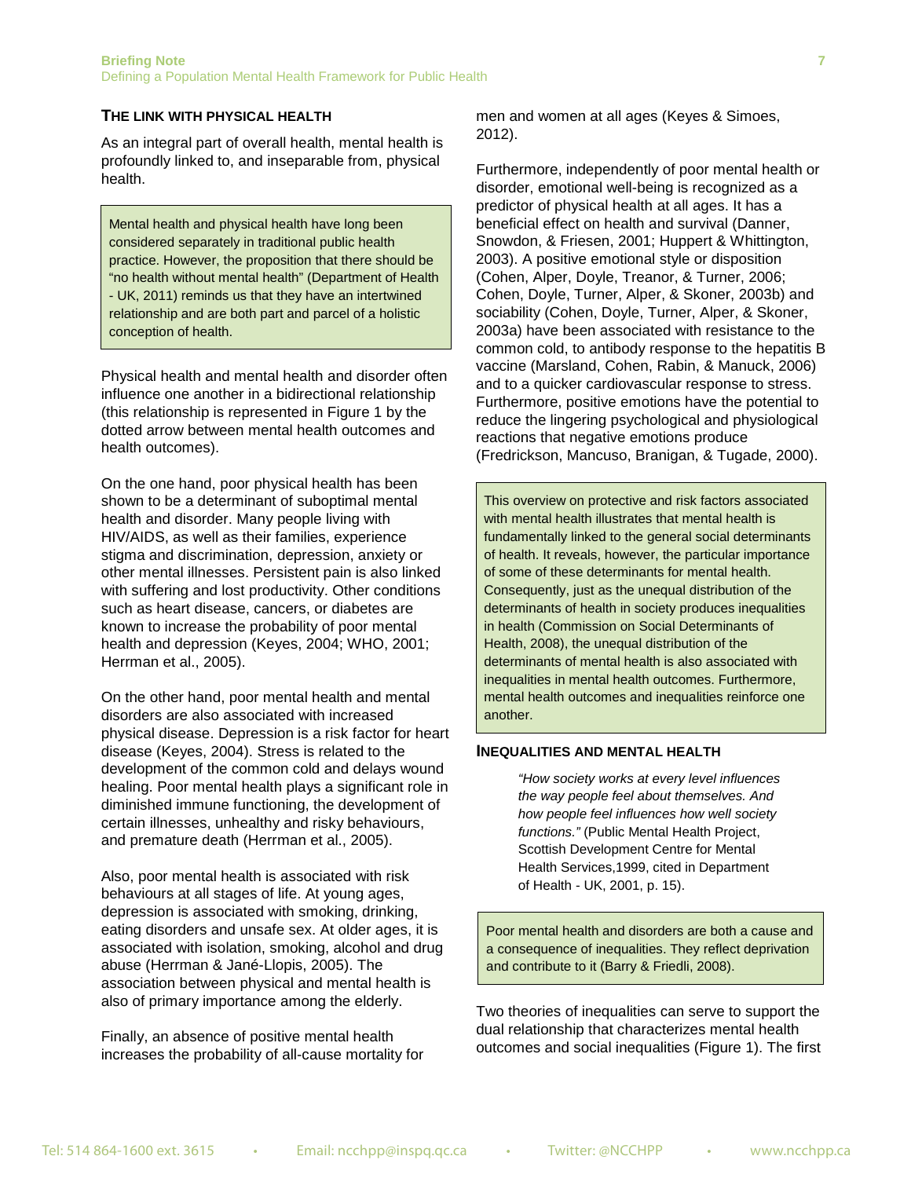## THE LINK WITH PHYSICAL HEALTH

As an integral part of overall health, mental health is profoundly linked to, and inseparable from, physical health.

> Mental health and physical health have long been considered separately in traditional public health practice. However, the proposition that there should be "no health without mental health" (Department of Health - UK, 2011) reminds us that they have an intertwined relationship and are both part and parcel of a holistic conception of health.

Physical health and mental health and disorder often influence one another in a bidirectional relationship (this relationship is represented in Figure 1 by the dotted arrow between mental health outcomes and health outcomes).

On the one hand, poor physical health has been shown to be a determinant of suboptimal mental health and disorder. Many people living with HIV/AIDS, as well as their families, experience stigma and discrimination, depression, anxiety or other mental illnesses. Persistent pain is also linked with suffering and lost productivity. Other conditions such as heart disease, cancers, or diabetes are known to increase the probability of poor mental health and depression (Keyes, 2004; WHO, 2001; Herrman et al., 2005).

On the other hand, poor mental health and mental disorders are also associated with increased physical disease. Depression is a risk factor for heart disease (Keyes, 2004). Stress is related to the development of the common cold and delays wound healing. Poor mental health plays a significant role in diminished immune functioning, the development of certain illnesses, unhealthy and risky behaviours, and premature death (Herrman et al., 2005).

Also, poor mental health is associated with risk behaviours at all stages of life. At young ages, depression is associated with smoking, drinking, eating disorders and unsafe sex. At older ages, it is associated with isolation, smoking, alcohol and drug abuse (Herrman & Jané-Llopis, 2005). The association between physical and mental health is also of primary importance among the elderly.

Finally, an absence of positive mental health increases the probability of all-cause mortality for men and women at all ages (Keyes & Simoes, 2012).

Furthermore, independently of poor mental health or disorder, emotional well-being is recognized as a predictor of physical health at all ages. It has a beneficial effect on health and survival (Danner, Snowdon, & Friesen, 2001; Huppert & Whittington, 2003). A positive emotional style or disposition (Cohen, Alper, Doyle, Treanor, & Turner, 2006; Cohen, Doyle, Turner, Alper, & Skoner, 2003b) and sociability (Cohen, Doyle, Turner, Alper, & Skoner, 2003a) have been associated with resistance to the common cold, to antibody response to the hepatitis B vaccine (Marsland, Cohen, Rabin, & Manuck, 2006) and to a quicker cardiovascular response to stress. Furthermore, positive emotions have the potential to reduce the lingering psychological and physiological reactions that negative emotions produce (Fredrickson, Mancuso, Branigan, & Tugade, 2000).

> This overview on protective and risk factors associated with mental health illustrates that mental health is fundamentally linked to the general social determinants of health. It reveals, however, the particular importance of some of these determinants for mental health. Consequently, just as the unequal distribution of the determinants of health in society produces inequalities in health (Commission on Social Determinants of Health, 2008), the unequal distribution of the determinants of mental health is also associated with inequalities in mental health outcomes. Furthermore, mental health outcomes and inequalities reinforce one another.

## INEQUALITIES AND MENTAL HEALTH

> *"How society works at every level influences the way people feel about themselves. And how people feel influences how well society functions."* (Public Mental Health Project, Scottish Development Centre for Mental Health Services,1999, cited in Department of Health - UK, 2001, p. 15).

> Poor mental health and disorders are both a cause and a consequence of inequalities. They reflect deprivation and contribute to it (Barry & Friedli, 2008).

Two theories of inequalities can serve to support the dual relationship that characterizes mental health outcomes and social inequalities (Figure 1). The first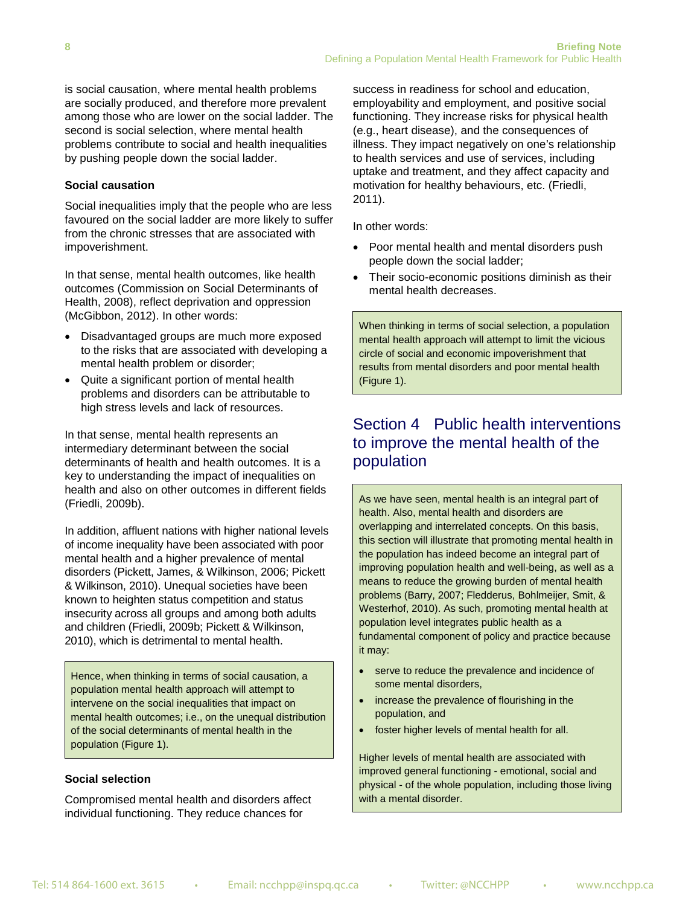is social causation, where mental health problems are socially produced, and therefore more prevalent among those who are lower on the social ladder. The second is social selection, where mental health problems contribute to social and health inequalities by pushing people down the social ladder.

### Social causation

Social inequalities imply that the people who are less favoured on the social ladder are more likely to suffer from the chronic stresses that are associated with impoverishment.

In that sense, mental health outcomes, like health outcomes (Commission on Social Determinants of Health, 2008), reflect deprivation and oppression (McGibbon, 2012). In other words:

- Disadvantaged groups are much more exposed to the risks that are associated with developing a mental health problem or disorder;
- Quite a significant portion of mental health problems and disorders can be attributable to high stress levels and lack of resources.

In that sense, mental health represents an intermediary determinant between the social determinants of health and health outcomes. It is a key to understanding the impact of inequalities on health and also on other outcomes in different fields (Friedli, 2009b).

In addition, affluent nations with higher national levels of income inequality have been associated with poor mental health and a higher prevalence of mental disorders (Pickett, James, & Wilkinson, 2006; Pickett & Wilkinson, 2010). Unequal societies have been known to heighten status competition and status insecurity across all groups and among both adults and children (Friedli, 2009b; Pickett & Wilkinson, 2010), which is detrimental to mental health.

> Hence, when thinking in terms of social causation, a population mental health approach will attempt to intervene on the social inequalities that impact on mental health outcomes; i.e., on the unequal distribution of the social determinants of mental health in the population (Figure 1).

### Social selection

Compromised mental health and disorders affect individual functioning. They reduce chances for success in readiness for school and education, employability and employment, and positive social functioning. They increase risks for physical health (e.g., heart disease), and the consequences of illness. They impact negatively on one's relationship to health services and use of services, including uptake and treatment, and they affect capacity and motivation for healthy behaviours, etc. (Friedli, 2011).

In other words:

- Poor mental health and mental disorders push people down the social ladder;
- Their socio-economic positions diminish as their mental health decreases.

> When thinking in terms of social selection, a population mental health approach will attempt to limit the vicious circle of social and economic impoverishment that results from mental disorders and poor mental health (Figure 1).

## Section 4 Public health interventions to improve the mental health of the population

> As we have seen, mental health is an integral part of health. Also, mental health and disorders are overlapping and interrelated concepts. On this basis, this section will illustrate that promoting mental health in the population has indeed become an integral part of improving population health and well-being, as well as a means to reduce the growing burden of mental health problems (Barry, 2007; Fledderus, Bohlmeijer, Smit, & Westerhof, 2010). As such, promoting mental health at population level integrates public health as a fundamental component of policy and practice because it may:
>
> - serve to reduce the prevalence and incidence of some mental disorders,
> - increase the prevalence of flourishing in the population, and
> - foster higher levels of mental health for all.
>
> Higher levels of mental health are associated with improved general functioning - emotional, social and physical - of the whole population, including those living with a mental disorder.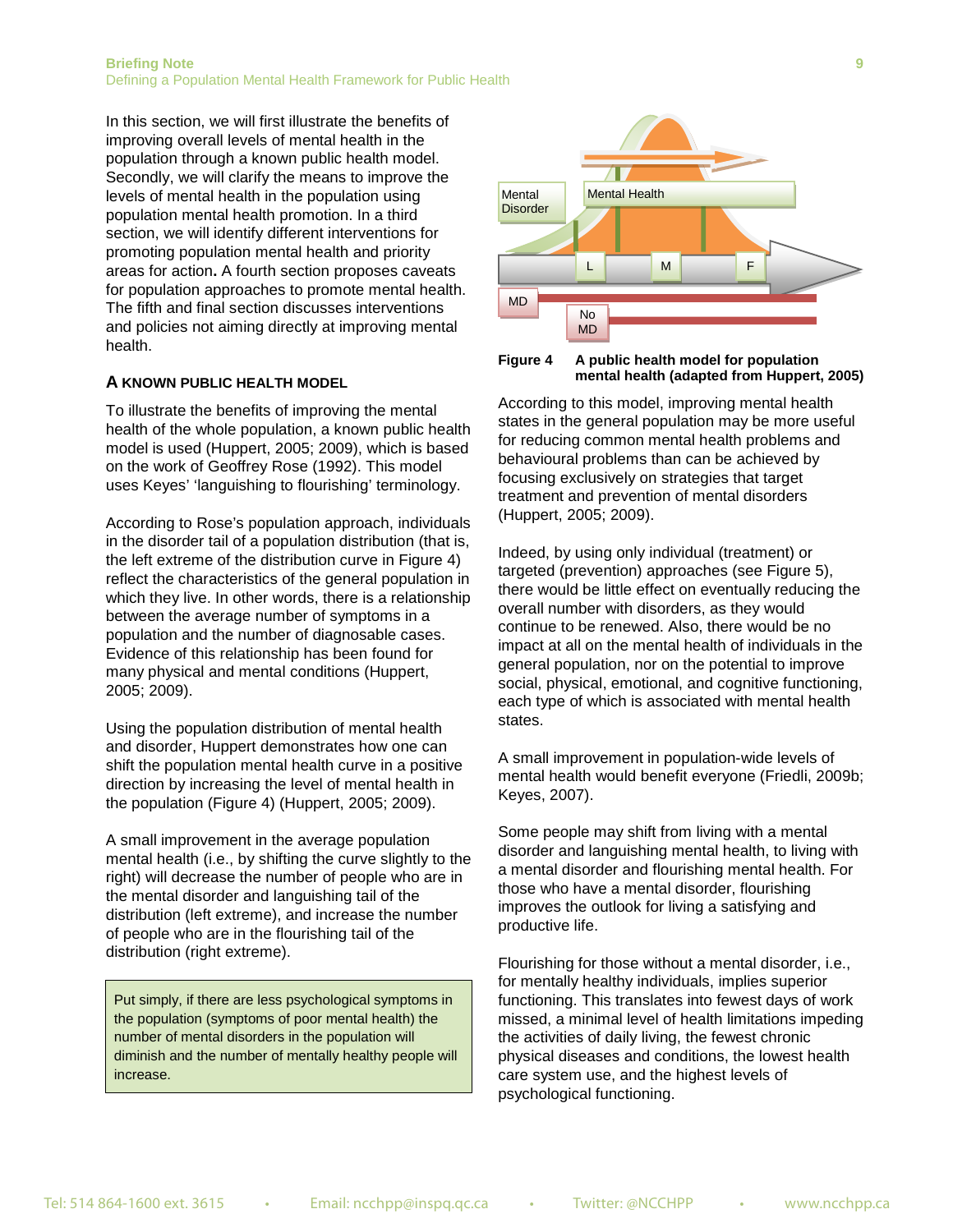In this section, we will first illustrate the benefits of improving overall levels of mental health in the population through a known public health model. Secondly, we will clarify the means to improve the levels of mental health in the population using population mental health promotion. In a third section, we will identify different interventions for promoting population mental health and priority areas for action**.** A fourth section proposes caveats for population approaches to promote mental health. The fifth and final section discusses interventions and policies not aiming directly at improving mental health.

### A KNOWN PUBLIC HEALTH MODEL

To illustrate the benefits of improving the mental health of the whole population, a known public health model is used (Huppert, 2005; 2009), which is based on the work of Geoffrey Rose (1992). This model uses Keyes' 'languishing to flourishing' terminology.

According to Rose's population approach, individuals in the disorder tail of a population distribution (that is, the left extreme of the distribution curve in Figure 4) reflect the characteristics of the general population in which they live. In other words, there is a relationship between the average number of symptoms in a population and the number of diagnosable cases. Evidence of this relationship has been found for many physical and mental conditions (Huppert, 2005; 2009).

Using the population distribution of mental health and disorder, Huppert demonstrates how one can shift the population mental health curve in a positive direction by increasing the level of mental health in the population (Figure 4) (Huppert, 2005; 2009).

A small improvement in the average population mental health (i.e., by shifting the curve slightly to the right) will decrease the number of people who are in the mental disorder and languishing tail of the distribution (left extreme), and increase the number of people who are in the flourishing tail of the distribution (right extreme).

> Put simply, if there are less psychological symptoms in the population (symptoms of poor mental health) the number of mental disorders in the population will diminish and the number of mentally healthy people will increase.

Mental Disorder | Mental Health | L | M | F | MD | No MD

**Figure 4** **A public health model for population mental health (adapted from Huppert, 2005)**

According to this model, improving mental health states in the general population may be more useful for reducing common mental health problems and behavioural problems than can be achieved by focusing exclusively on strategies that target treatment and prevention of mental disorders (Huppert, 2005; 2009).

Indeed, by using only individual (treatment) or targeted (prevention) approaches (see Figure 5), there would be little effect on eventually reducing the overall number with disorders, as they would continue to be renewed. Also, there would be no impact at all on the mental health of individuals in the general population, nor on the potential to improve social, physical, emotional, and cognitive functioning, each type of which is associated with mental health states.

A small improvement in population-wide levels of mental health would benefit everyone (Friedli, 2009b; Keyes, 2007).

Some people may shift from living with a mental disorder and languishing mental health, to living with a mental disorder and flourishing mental health. For those who have a mental disorder, flourishing improves the outlook for living a satisfying and productive life.

Flourishing for those without a mental disorder, i.e., for mentally healthy individuals, implies superior functioning. This translates into fewest days of work missed, a minimal level of health limitations impeding the activities of daily living, the fewest chronic physical diseases and conditions, the lowest health care system use, and the highest levels of psychological functioning.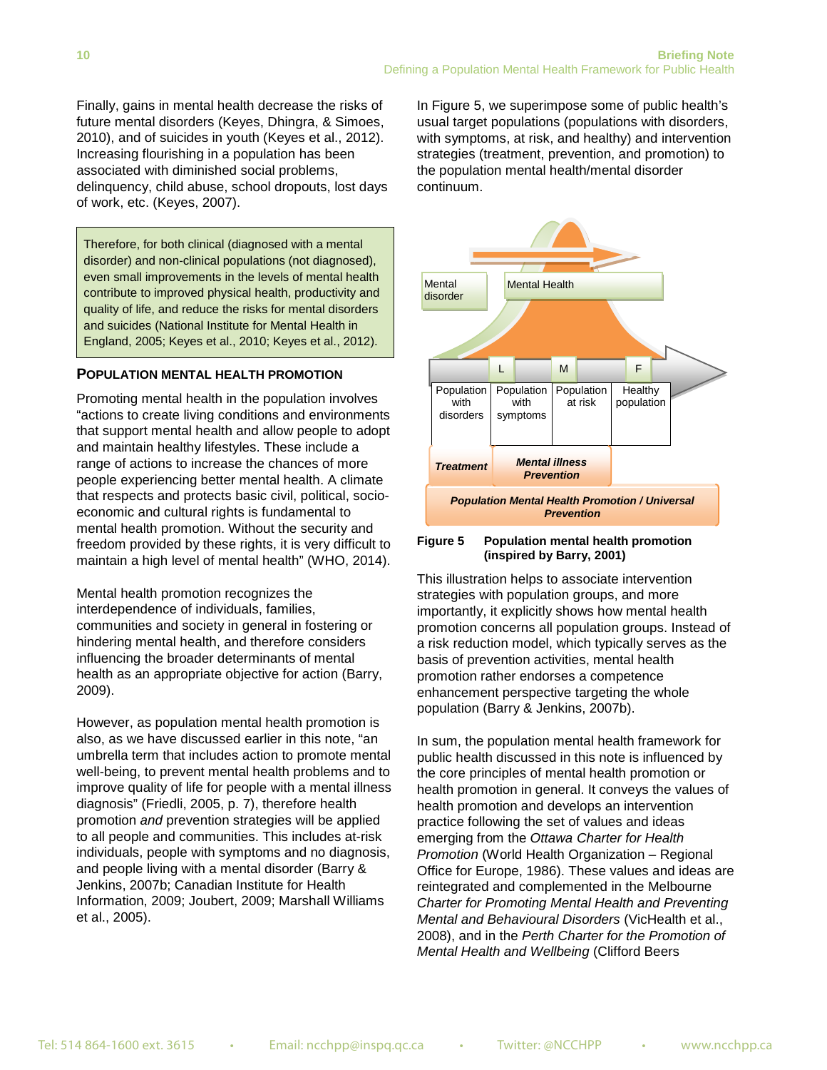Finally, gains in mental health decrease the risks of future mental disorders (Keyes, Dhingra, & Simoes, 2010), and of suicides in youth (Keyes et al., 2012). Increasing flourishing in a population has been associated with diminished social problems, delinquency, child abuse, school dropouts, lost days of work, etc. (Keyes, 2007).

> Therefore, for both clinical (diagnosed with a mental disorder) and non-clinical populations (not diagnosed), even small improvements in the levels of mental health contribute to improved physical health, productivity and quality of life, and reduce the risks for mental disorders and suicides (National Institute for Mental Health in England, 2005; Keyes et al., 2010; Keyes et al., 2012).

### POPULATION MENTAL HEALTH PROMOTION

Promoting mental health in the population involves "actions to create living conditions and environments that support mental health and allow people to adopt and maintain healthy lifestyles. These include a range of actions to increase the chances of more people experiencing better mental health. A climate that respects and protects basic civil, political, socio-economic and cultural rights is fundamental to mental health promotion. Without the security and freedom provided by these rights, it is very difficult to maintain a high level of mental health" (WHO, 2014).

Mental health promotion recognizes the interdependence of individuals, families, communities and society in general in fostering or hindering mental health, and therefore considers influencing the broader determinants of mental health as an appropriate objective for action (Barry, 2009).

However, as population mental health promotion is also, as we have discussed earlier in this note, "an umbrella term that includes action to promote mental well-being, to prevent mental health problems and to improve quality of life for people with a mental illness diagnosis" (Friedli, 2005, p. 7), therefore health promotion *and* prevention strategies will be applied to all people and communities. This includes at-risk individuals, people with symptoms and no diagnosis, and people living with a mental disorder (Barry & Jenkins, 2007b; Canadian Institute for Health Information, 2009; Joubert, 2009; Marshall Williams et al., 2005).

In Figure 5, we superimpose some of public health's usual target populations (populations with disorders, with symptoms, at risk, and healthy) and intervention strategies (treatment, prevention, and promotion) to the population mental health/mental disorder continuum.

Mental disorder | Mental Health

L | M | F

| Population with disorders | Population with symptoms | Population at risk | Healthy population |
|---|---|---|---|
| ***Treatment*** | ***Mental illness Prevention*** | | |
| ***Population Mental Health Promotion / Universal Prevention*** | | | |

**Figure 5 Population mental health promotion (inspired by Barry, 2001)**

This illustration helps to associate intervention strategies with population groups, and more importantly, it explicitly shows how mental health promotion concerns all population groups. Instead of a risk reduction model, which typically serves as the basis of prevention activities, mental health promotion rather endorses a competence enhancement perspective targeting the whole population (Barry & Jenkins, 2007b).

In sum, the population mental health framework for public health discussed in this note is influenced by the core principles of mental health promotion or health promotion in general. It conveys the values of health promotion and develops an intervention practice following the set of values and ideas emerging from the *Ottawa Charter for Health Promotion* (World Health Organization – Regional Office for Europe, 1986). These values and ideas are reintegrated and complemented in the Melbourne *Charter for Promoting Mental Health and Preventing Mental and Behavioural Disorders* (VicHealth et al., 2008), and in the *Perth Charter for the Promotion of Mental Health and Wellbeing* (Clifford Beers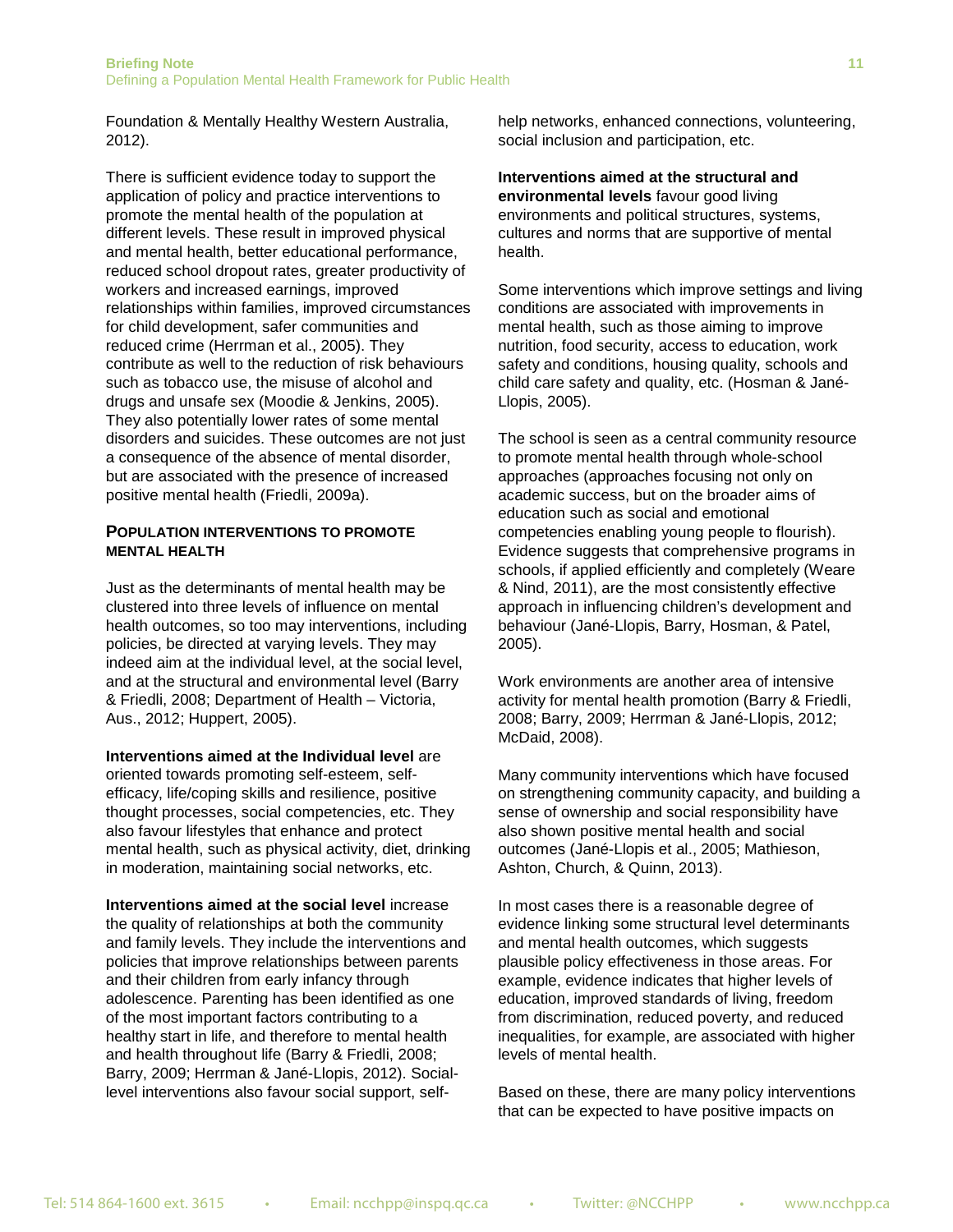Foundation & Mentally Healthy Western Australia, 2012).

There is sufficient evidence today to support the application of policy and practice interventions to promote the mental health of the population at different levels. These result in improved physical and mental health, better educational performance, reduced school dropout rates, greater productivity of workers and increased earnings, improved relationships within families, improved circumstances for child development, safer communities and reduced crime (Herrman et al., 2005). They contribute as well to the reduction of risk behaviours such as tobacco use, the misuse of alcohol and drugs and unsafe sex (Moodie & Jenkins, 2005). They also potentially lower rates of some mental disorders and suicides. These outcomes are not just a consequence of the absence of mental disorder, but are associated with the presence of increased positive mental health (Friedli, 2009a).

### POPULATION INTERVENTIONS TO PROMOTE MENTAL HEALTH

Just as the determinants of mental health may be clustered into three levels of influence on mental health outcomes, so too may interventions, including policies, be directed at varying levels. They may indeed aim at the individual level, at the social level, and at the structural and environmental level (Barry & Friedli, 2008; Department of Health – Victoria, Aus., 2012; Huppert, 2005).

**Interventions aimed at the Individual level** are oriented towards promoting self-esteem, self-efficacy, life/coping skills and resilience, positive thought processes, social competencies, etc. They also favour lifestyles that enhance and protect mental health, such as physical activity, diet, drinking in moderation, maintaining social networks, etc.

**Interventions aimed at the social level** increase the quality of relationships at both the community and family levels. They include the interventions and policies that improve relationships between parents and their children from early infancy through adolescence. Parenting has been identified as one of the most important factors contributing to a healthy start in life, and therefore to mental health and health throughout life (Barry & Friedli, 2008; Barry, 2009; Herrman & Jané-Llopis, 2012). Social-level interventions also favour social support, self-help networks, enhanced connections, volunteering, social inclusion and participation, etc.

**Interventions aimed at the structural and environmental levels** favour good living environments and political structures, systems, cultures and norms that are supportive of mental health.

Some interventions which improve settings and living conditions are associated with improvements in mental health, such as those aiming to improve nutrition, food security, access to education, work safety and conditions, housing quality, schools and child care safety and quality, etc. (Hosman & Jané-Llopis, 2005).

The school is seen as a central community resource to promote mental health through whole-school approaches (approaches focusing not only on academic success, but on the broader aims of education such as social and emotional competencies enabling young people to flourish). Evidence suggests that comprehensive programs in schools, if applied efficiently and completely (Weare & Nind, 2011), are the most consistently effective approach in influencing children's development and behaviour (Jané-Llopis, Barry, Hosman, & Patel, 2005).

Work environments are another area of intensive activity for mental health promotion (Barry & Friedli, 2008; Barry, 2009; Herrman & Jané-Llopis, 2012; McDaid, 2008).

Many community interventions which have focused on strengthening community capacity, and building a sense of ownership and social responsibility have also shown positive mental health and social outcomes (Jané-Llopis et al., 2005; Mathieson, Ashton, Church, & Quinn, 2013).

In most cases there is a reasonable degree of evidence linking some structural level determinants and mental health outcomes, which suggests plausible policy effectiveness in those areas. For example, evidence indicates that higher levels of education, improved standards of living, freedom from discrimination, reduced poverty, and reduced inequalities, for example, are associated with higher levels of mental health.

Based on these, there are many policy interventions that can be expected to have positive impacts on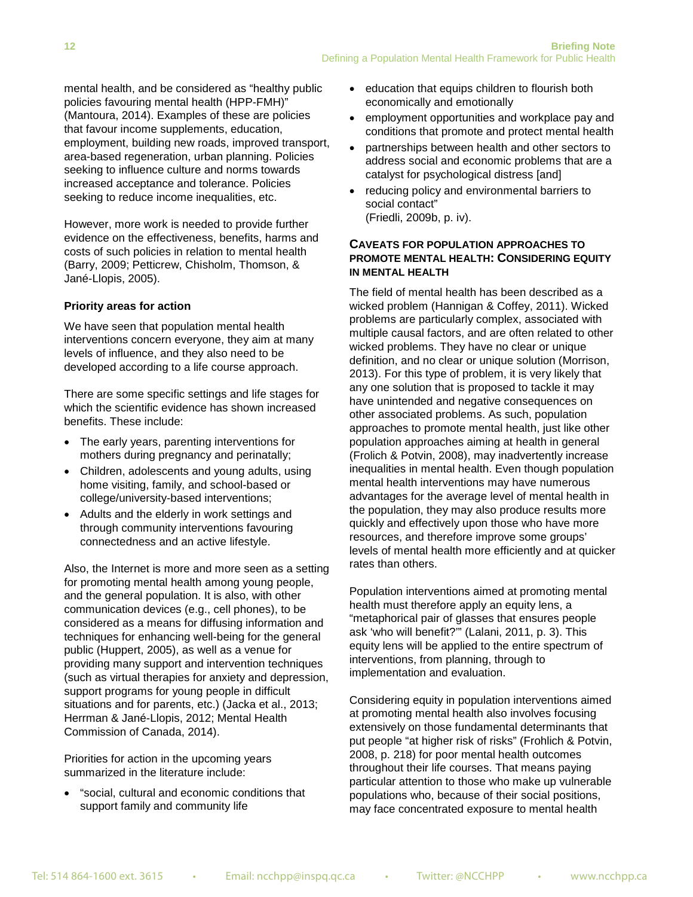mental health, and be considered as "healthy public policies favouring mental health (HPP-FMH)" (Mantoura, 2014). Examples of these are policies that favour income supplements, education, employment, building new roads, improved transport, area-based regeneration, urban planning. Policies seeking to influence culture and norms towards increased acceptance and tolerance. Policies seeking to reduce income inequalities, etc.

However, more work is needed to provide further evidence on the effectiveness, benefits, harms and costs of such policies in relation to mental health (Barry, 2009; Petticrew, Chisholm, Thomson, & Jané-Llopis, 2005).

**Priority areas for action**

We have seen that population mental health interventions concern everyone, they aim at many levels of influence, and they also need to be developed according to a life course approach.

There are some specific settings and life stages for which the scientific evidence has shown increased benefits. These include:

- The early years, parenting interventions for mothers during pregnancy and perinatally;
- Children, adolescents and young adults, using home visiting, family, and school-based or college/university-based interventions;
- Adults and the elderly in work settings and through community interventions favouring connectedness and an active lifestyle.

Also, the Internet is more and more seen as a setting for promoting mental health among young people, and the general population. It is also, with other communication devices (e.g., cell phones), to be considered as a means for diffusing information and techniques for enhancing well-being for the general public (Huppert, 2005), as well as a venue for providing many support and intervention techniques (such as virtual therapies for anxiety and depression, support programs for young people in difficult situations and for parents, etc.) (Jacka et al., 2013; Herrman & Jané-Llopis, 2012; Mental Health Commission of Canada, 2014).

Priorities for action in the upcoming years summarized in the literature include:

- "social, cultural and economic conditions that support family and community life
- education that equips children to flourish both economically and emotionally
- employment opportunities and workplace pay and conditions that promote and protect mental health
- partnerships between health and other sectors to address social and economic problems that are a catalyst for psychological distress [and]
- reducing policy and environmental barriers to social contact"
  (Friedli, 2009b, p. iv).

### CAVEATS FOR POPULATION APPROACHES TO PROMOTE MENTAL HEALTH: CONSIDERING EQUITY IN MENTAL HEALTH

The field of mental health has been described as a wicked problem (Hannigan & Coffey, 2011). Wicked problems are particularly complex, associated with multiple causal factors, and are often related to other wicked problems. They have no clear or unique definition, and no clear or unique solution (Morrison, 2013). For this type of problem, it is very likely that any one solution that is proposed to tackle it may have unintended and negative consequences on other associated problems. As such, population approaches to promote mental health, just like other population approaches aiming at health in general (Frolich & Potvin, 2008), may inadvertently increase inequalities in mental health. Even though population mental health interventions may have numerous advantages for the average level of mental health in the population, they may also produce results more quickly and effectively upon those who have more resources, and therefore improve some groups' levels of mental health more efficiently and at quicker rates than others.

Population interventions aimed at promoting mental health must therefore apply an equity lens, a "metaphorical pair of glasses that ensures people ask 'who will benefit?'" (Lalani, 2011, p. 3). This equity lens will be applied to the entire spectrum of interventions, from planning, through to implementation and evaluation.

Considering equity in population interventions aimed at promoting mental health also involves focusing extensively on those fundamental determinants that put people "at higher risk of risks" (Frohlich & Potvin, 2008, p. 218) for poor mental health outcomes throughout their life courses. That means paying particular attention to those who make up vulnerable populations who, because of their social positions, may face concentrated exposure to mental health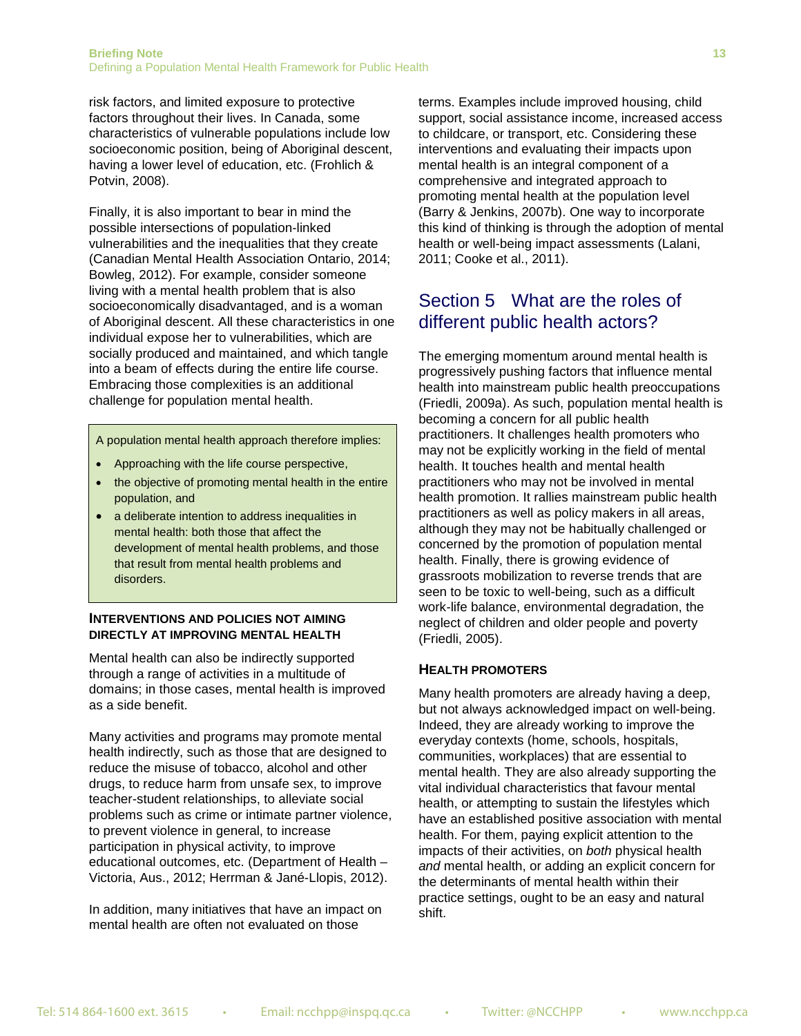risk factors, and limited exposure to protective factors throughout their lives. In Canada, some characteristics of vulnerable populations include low socioeconomic position, being of Aboriginal descent, having a lower level of education, etc. (Frohlich & Potvin, 2008).

Finally, it is also important to bear in mind the possible intersections of population-linked vulnerabilities and the inequalities that they create (Canadian Mental Health Association Ontario, 2014; Bowleg, 2012). For example, consider someone living with a mental health problem that is also socioeconomically disadvantaged, and is a woman of Aboriginal descent. All these characteristics in one individual expose her to vulnerabilities, which are socially produced and maintained, and which tangle into a beam of effects during the entire life course. Embracing those complexities is an additional challenge for population mental health.

> A population mental health approach therefore implies:
>
> - Approaching with the life course perspective,
> - the objective of promoting mental health in the entire population, and
> - a deliberate intention to address inequalities in mental health: both those that affect the development of mental health problems, and those that result from mental health problems and disorders.

### Interventions and policies not aiming directly at improving mental health

Mental health can also be indirectly supported through a range of activities in a multitude of domains; in those cases, mental health is improved as a side benefit.

Many activities and programs may promote mental health indirectly, such as those that are designed to reduce the misuse of tobacco, alcohol and other drugs, to reduce harm from unsafe sex, to improve teacher-student relationships, to alleviate social problems such as crime or intimate partner violence, to prevent violence in general, to increase participation in physical activity, to improve educational outcomes, etc. (Department of Health – Victoria, Aus., 2012; Herrman & Jané-Llopis, 2012).

In addition, many initiatives that have an impact on mental health are often not evaluated on those terms. Examples include improved housing, child support, social assistance income, increased access to childcare, or transport, etc. Considering these interventions and evaluating their impacts upon mental health is an integral component of a comprehensive and integrated approach to promoting mental health at the population level (Barry & Jenkins, 2007b). One way to incorporate this kind of thinking is through the adoption of mental health or well-being impact assessments (Lalani, 2011; Cooke et al., 2011).

## Section 5 What are the roles of different public health actors?

The emerging momentum around mental health is progressively pushing factors that influence mental health into mainstream public health preoccupations (Friedli, 2009a). As such, population mental health is becoming a concern for all public health practitioners. It challenges health promoters who may not be explicitly working in the field of mental health. It touches health and mental health practitioners who may not be involved in mental health promotion. It rallies mainstream public health practitioners as well as policy makers in all areas, although they may not be habitually challenged or concerned by the promotion of population mental health. Finally, there is growing evidence of grassroots mobilization to reverse trends that are seen to be toxic to well-being, such as a difficult work-life balance, environmental degradation, the neglect of children and older people and poverty (Friedli, 2005).

### Health promoters

Many health promoters are already having a deep, but not always acknowledged impact on well-being. Indeed, they are already working to improve the everyday contexts (home, schools, hospitals, communities, workplaces) that are essential to mental health. They are also already supporting the vital individual characteristics that favour mental health, or attempting to sustain the lifestyles which have an established positive association with mental health. For them, paying explicit attention to the impacts of their activities, on *both* physical health *and* mental health, or adding an explicit concern for the determinants of mental health within their practice settings, ought to be an easy and natural shift.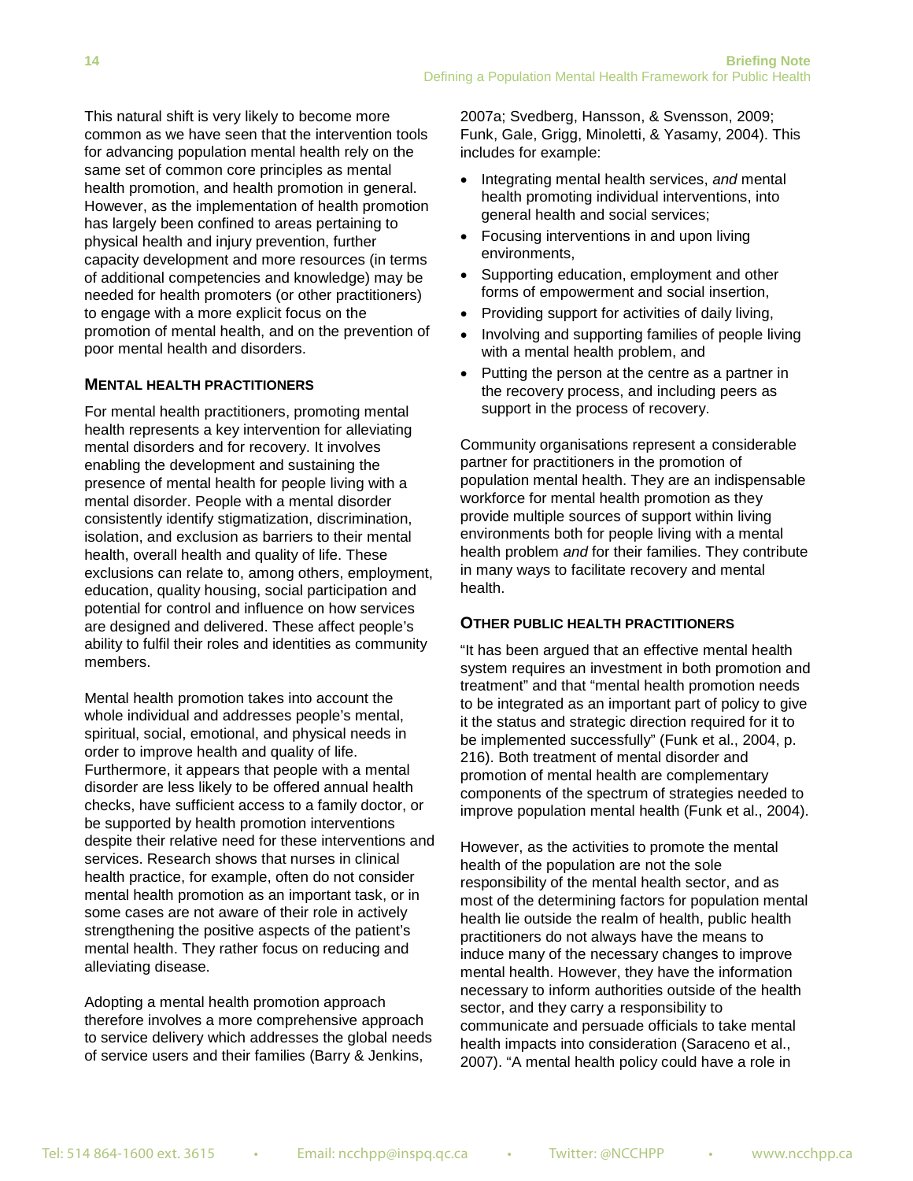This natural shift is very likely to become more common as we have seen that the intervention tools for advancing population mental health rely on the same set of common core principles as mental health promotion, and health promotion in general. However, as the implementation of health promotion has largely been confined to areas pertaining to physical health and injury prevention, further capacity development and more resources (in terms of additional competencies and knowledge) may be needed for health promoters (or other practitioners) to engage with a more explicit focus on the promotion of mental health, and on the prevention of poor mental health and disorders.

### MENTAL HEALTH PRACTITIONERS

For mental health practitioners, promoting mental health represents a key intervention for alleviating mental disorders and for recovery. It involves enabling the development and sustaining the presence of mental health for people living with a mental disorder. People with a mental disorder consistently identify stigmatization, discrimination, isolation, and exclusion as barriers to their mental health, overall health and quality of life. These exclusions can relate to, among others, employment, education, quality housing, social participation and potential for control and influence on how services are designed and delivered. These affect people's ability to fulfil their roles and identities as community members.

Mental health promotion takes into account the whole individual and addresses people's mental, spiritual, social, emotional, and physical needs in order to improve health and quality of life. Furthermore, it appears that people with a mental disorder are less likely to be offered annual health checks, have sufficient access to a family doctor, or be supported by health promotion interventions despite their relative need for these interventions and services. Research shows that nurses in clinical health practice, for example, often do not consider mental health promotion as an important task, or in some cases are not aware of their role in actively strengthening the positive aspects of the patient's mental health. They rather focus on reducing and alleviating disease.

Adopting a mental health promotion approach therefore involves a more comprehensive approach to service delivery which addresses the global needs of service users and their families (Barry & Jenkins, 2007a; Svedberg, Hansson, & Svensson, 2009; Funk, Gale, Grigg, Minoletti, & Yasamy, 2004). This includes for example:

- Integrating mental health services, *and* mental health promoting individual interventions, into general health and social services;
- Focusing interventions in and upon living environments,
- Supporting education, employment and other forms of empowerment and social insertion,
- Providing support for activities of daily living,
- Involving and supporting families of people living with a mental health problem, and
- Putting the person at the centre as a partner in the recovery process, and including peers as support in the process of recovery.

Community organisations represent a considerable partner for practitioners in the promotion of population mental health. They are an indispensable workforce for mental health promotion as they provide multiple sources of support within living environments both for people living with a mental health problem *and* for their families. They contribute in many ways to facilitate recovery and mental health.

### OTHER PUBLIC HEALTH PRACTITIONERS

"It has been argued that an effective mental health system requires an investment in both promotion and treatment" and that "mental health promotion needs to be integrated as an important part of policy to give it the status and strategic direction required for it to be implemented successfully" (Funk et al., 2004, p. 216). Both treatment of mental disorder and promotion of mental health are complementary components of the spectrum of strategies needed to improve population mental health (Funk et al., 2004).

However, as the activities to promote the mental health of the population are not the sole responsibility of the mental health sector, and as most of the determining factors for population mental health lie outside the realm of health, public health practitioners do not always have the means to induce many of the necessary changes to improve mental health. However, they have the information necessary to inform authorities outside of the health sector, and they carry a responsibility to communicate and persuade officials to take mental health impacts into consideration (Saraceno et al., 2007). "A mental health policy could have a role in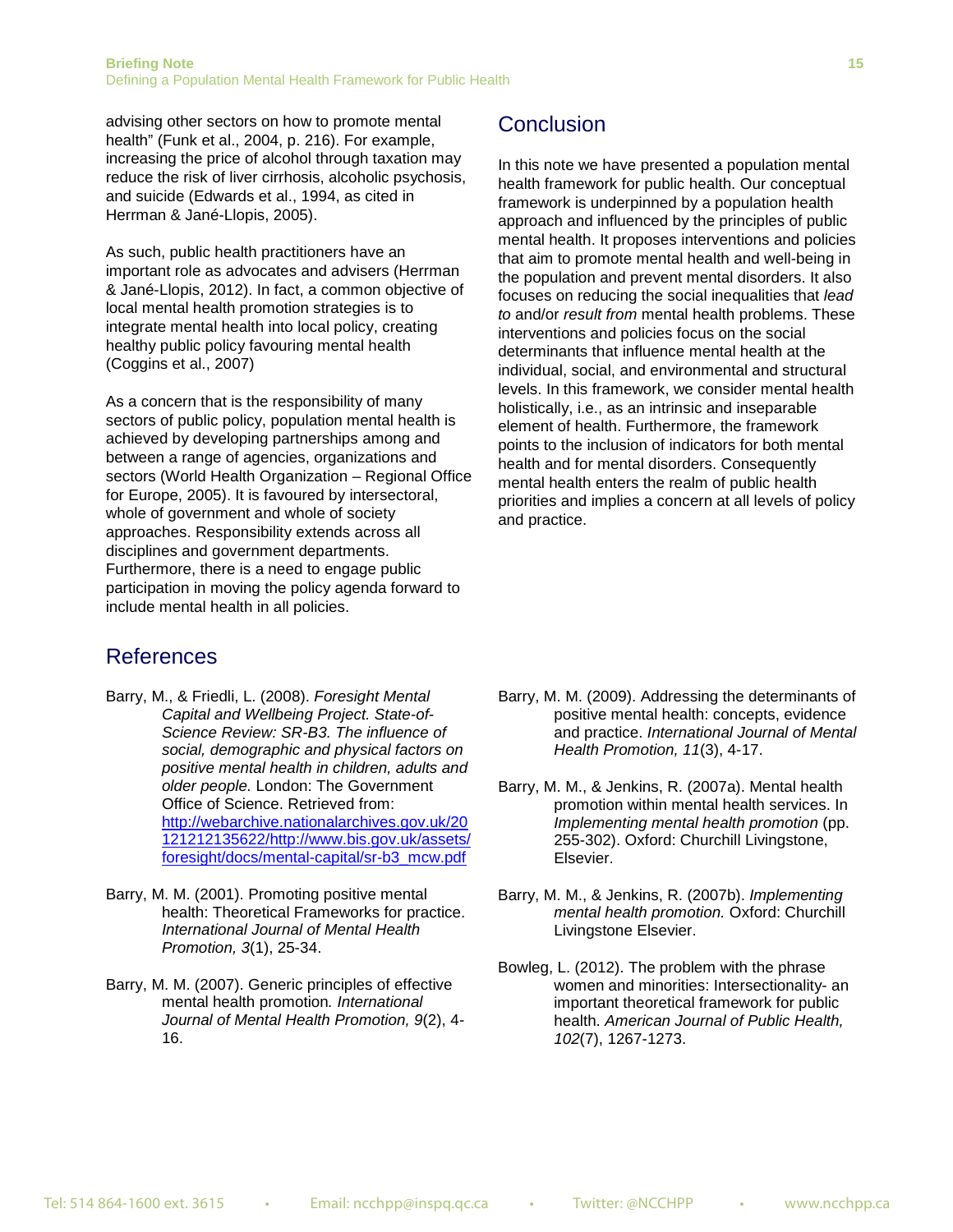advising other sectors on how to promote mental health" (Funk et al., 2004, p. 216). For example, increasing the price of alcohol through taxation may reduce the risk of liver cirrhosis, alcoholic psychosis, and suicide (Edwards et al., 1994, as cited in Herrman & Jané-Llopis, 2005).

As such, public health practitioners have an important role as advocates and advisers (Herrman & Jané-Llopis, 2012). In fact, a common objective of local mental health promotion strategies is to integrate mental health into local policy, creating healthy public policy favouring mental health (Coggins et al., 2007)

As a concern that is the responsibility of many sectors of public policy, population mental health is achieved by developing partnerships among and between a range of agencies, organizations and sectors (World Health Organization – Regional Office for Europe, 2005). It is favoured by intersectoral, whole of government and whole of society approaches. Responsibility extends across all disciplines and government departments. Furthermore, there is a need to engage public participation in moving the policy agenda forward to include mental health in all policies.

## Conclusion

In this note we have presented a population mental health framework for public health. Our conceptual framework is underpinned by a population health approach and influenced by the principles of public mental health. It proposes interventions and policies that aim to promote mental health and well-being in the population and prevent mental disorders. It also focuses on reducing the social inequalities that *lead to* and/or *result from* mental health problems. These interventions and policies focus on the social determinants that influence mental health at the individual, social, and environmental and structural levels. In this framework, we consider mental health holistically, i.e., as an intrinsic and inseparable element of health. Furthermore, the framework points to the inclusion of indicators for both mental health and for mental disorders. Consequently mental health enters the realm of public health priorities and implies a concern at all levels of policy and practice.

## References

Barry, M., & Friedli, L. (2008). *Foresight Mental Capital and Wellbeing Project. State-of-Science Review: SR-B3. The influence of social, demographic and physical factors on positive mental health in children, adults and older people.* London: The Government Office of Science. Retrieved from: http://webarchive.nationalarchives.gov.uk/20121212135622/http://www.bis.gov.uk/assets/foresight/docs/mental-capital/sr-b3_mcw.pdf

Barry, M. M. (2001). Promoting positive mental health: Theoretical Frameworks for practice. *International Journal of Mental Health Promotion, 3*(1), 25-34.

Barry, M. M. (2007). Generic principles of effective mental health promotion*. International Journal of Mental Health Promotion, 9*(2), 4-16.

Barry, M. M. (2009). Addressing the determinants of positive mental health: concepts, evidence and practice. *International Journal of Mental Health Promotion, 11*(3), 4-17.

Barry, M. M., & Jenkins, R. (2007a). Mental health promotion within mental health services. In *Implementing mental health promotion* (pp. 255-302). Oxford: Churchill Livingstone, Elsevier.

Barry, M. M., & Jenkins, R. (2007b). *Implementing mental health promotion.* Oxford: Churchill Livingstone Elsevier.

Bowleg, L. (2012). The problem with the phrase women and minorities: Intersectionality- an important theoretical framework for public health. *American Journal of Public Health, 102*(7), 1267-1273.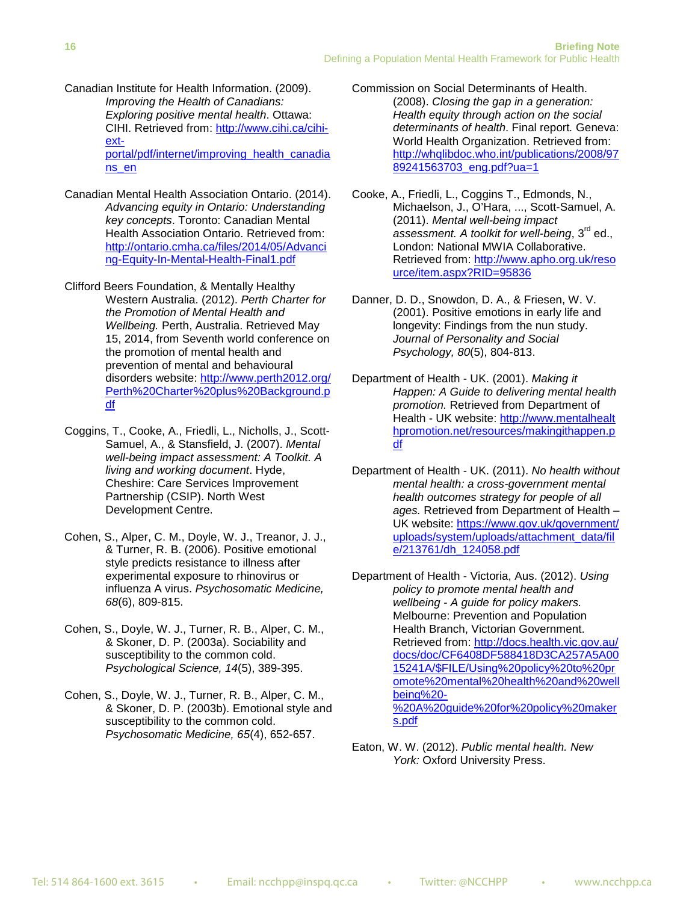Canadian Institute for Health Information. (2009). *Improving the Health of Canadians: Exploring positive mental health*. Ottawa: CIHI. Retrieved from: http://www.cihi.ca/cihi-ext-portal/pdf/internet/improving_health_canadians_en

Canadian Mental Health Association Ontario. (2014). *Advancing equity in Ontario: Understanding key concepts*. Toronto: Canadian Mental Health Association Ontario. Retrieved from: http://ontario.cmha.ca/files/2014/05/Advancing-Equity-In-Mental-Health-Final1.pdf

Clifford Beers Foundation, & Mentally Healthy Western Australia. (2012). *Perth Charter for the Promotion of Mental Health and Wellbeing.* Perth, Australia. Retrieved May 15, 2014, from Seventh world conference on the promotion of mental health and prevention of mental and behavioural disorders website: http://www.perth2012.org/Perth%20Charter%20plus%20Background.pdf

Coggins, T., Cooke, A., Friedli, L., Nicholls, J., Scott-Samuel, A., & Stansfield, J. (2007). *Mental well-being impact assessment: A Toolkit. A living and working document*. Hyde, Cheshire: Care Services Improvement Partnership (CSIP). North West Development Centre.

Cohen, S., Alper, C. M., Doyle, W. J., Treanor, J. J., & Turner, R. B. (2006). Positive emotional style predicts resistance to illness after experimental exposure to rhinovirus or influenza A virus. *Psychosomatic Medicine, 68*(6), 809-815.

Cohen, S., Doyle, W. J., Turner, R. B., Alper, C. M., & Skoner, D. P. (2003a). Sociability and susceptibility to the common cold. *Psychological Science, 14*(5), 389-395.

Cohen, S., Doyle, W. J., Turner, R. B., Alper, C. M., & Skoner, D. P. (2003b). Emotional style and susceptibility to the common cold. *Psychosomatic Medicine, 65*(4), 652-657.

Commission on Social Determinants of Health. (2008). *Closing the gap in a generation: Health equity through action on the social determinants of health*. Final report*.* Geneva: World Health Organization. Retrieved from: http://whqlibdoc.who.int/publications/2008/9789241563703_eng.pdf?ua=1

Cooke, A., Friedli, L., Coggins T., Edmonds, N., Michaelson, J., O'Hara, ..., Scott-Samuel, A. (2011). *Mental well-being impact assessment. A toolkit for well-being*, 3rd ed., London: National MWIA Collaborative. Retrieved from: http://www.apho.org.uk/resource/item.aspx?RID=95836

Danner, D. D., Snowdon, D. A., & Friesen, W. V. (2001). Positive emotions in early life and longevity: Findings from the nun study. *Journal of Personality and Social Psychology, 80*(5), 804-813.

Department of Health - UK. (2001). *Making it Happen: A Guide to delivering mental health promotion.* Retrieved from Department of Health - UK website: http://www.mentalhealthpromotion.net/resources/makingithappen.pdf

Department of Health - UK. (2011). *No health without mental health: a cross-government mental health outcomes strategy for people of all ages.* Retrieved from Department of Health – UK website: https://www.gov.uk/government/uploads/system/uploads/attachment_data/file/213761/dh_124058.pdf

Department of Health - Victoria, Aus. (2012). *Using policy to promote mental health and wellbeing - A guide for policy makers.* Melbourne: Prevention and Population Health Branch, Victorian Government. Retrieved from: http://docs.health.vic.gov.au/docs/doc/CF6408DF588418D3CA257A5A0015241A/$FILE/Using%20policy%20to%20promote%20mental%20health%20and%20wellbeing%20-%20A%20guide%20for%20policy%20makers.pdf

Eaton, W. W. (2012). *Public mental health. New York:* Oxford University Press.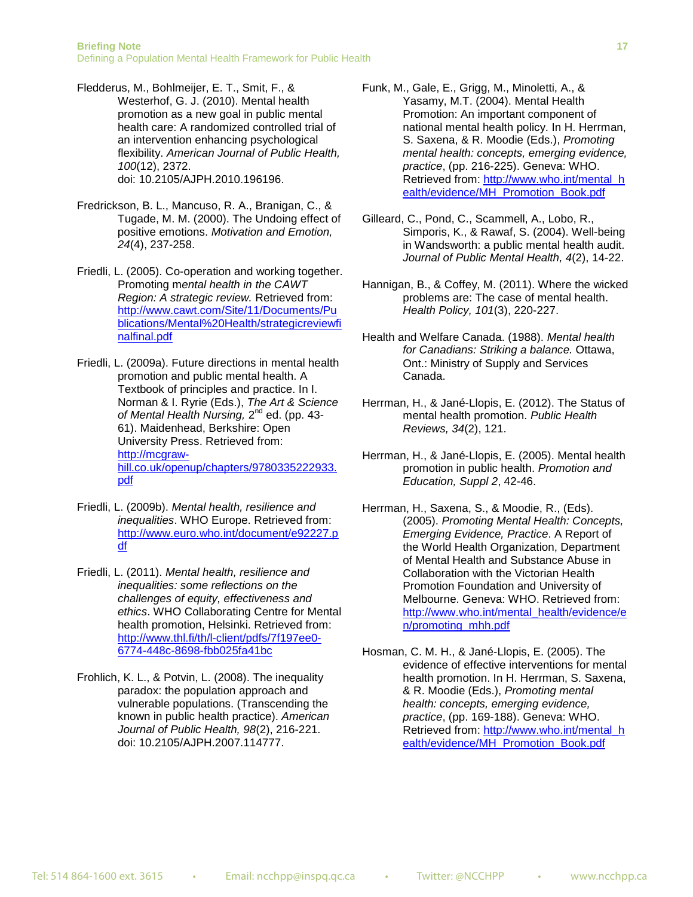Fledderus, M., Bohlmeijer, E. T., Smit, F., & Westerhof, G. J. (2010). Mental health promotion as a new goal in public mental health care: A randomized controlled trial of an intervention enhancing psychological flexibility. *American Journal of Public Health, 100*(12), 2372. doi: 10.2105/AJPH.2010.196196.

Fredrickson, B. L., Mancuso, R. A., Branigan, C., & Tugade, M. M. (2000). The Undoing effect of positive emotions. *Motivation and Emotion, 24*(4), 237-258.

Friedli, L. (2005). Co-operation and working together. Promoting m*ental health in the CAWT Region: A strategic review.* Retrieved from: http://www.cawt.com/Site/11/Documents/Publications/Mental%20Health/strategicreviewfinalfinal.pdf

Friedli, L. (2009a). Future directions in mental health promotion and public mental health. A Textbook of principles and practice. In I. Norman & I. Ryrie (Eds.), *The Art & Science of Mental Health Nursing,* 2nd ed. (pp. 43-61). Maidenhead, Berkshire: Open University Press. Retrieved from: http://mcgraw-hill.co.uk/openup/chapters/9780335222933.pdf

Friedli, L. (2009b). *Mental health, resilience and inequalities*. WHO Europe. Retrieved from: http://www.euro.who.int/document/e92227.pdf

Friedli, L. (2011). *Mental health, resilience and inequalities: some reflections on the challenges of equity, effectiveness and ethics*. WHO Collaborating Centre for Mental health promotion, Helsinki. Retrieved from: http://www.thl.fi/th/l-client/pdfs/7f197ee0-6774-448c-8698-fbb025fa41bc

Frohlich, K. L., & Potvin, L. (2008). The inequality paradox: the population approach and vulnerable populations. (Transcending the known in public health practice). *American Journal of Public Health, 98*(2), 216-221. doi: 10.2105/AJPH.2007.114777.

Funk, M., Gale, E., Grigg, M., Minoletti, A., & Yasamy, M.T. (2004). Mental Health Promotion: An important component of national mental health policy. In H. Herrman, S. Saxena, & R. Moodie (Eds.), *Promoting mental health: concepts, emerging evidence, practice*, (pp. 216-225). Geneva: WHO. Retrieved from: http://www.who.int/mental_health/evidence/MH_Promotion_Book.pdf

Gilleard, C., Pond, C., Scammell, A., Lobo, R., Simporis, K., & Rawaf, S. (2004). Well-being in Wandsworth: a public mental health audit. *Journal of Public Mental Health, 4*(2), 14-22.

Hannigan, B., & Coffey, M. (2011). Where the wicked problems are: The case of mental health. *Health Policy, 101*(3), 220-227.

Health and Welfare Canada. (1988). *Mental health for Canadians: Striking a balance.* Ottawa, Ont.: Ministry of Supply and Services Canada.

Herrman, H., & Jané-Llopis, E. (2012). The Status of mental health promotion. *Public Health Reviews, 34*(2), 121.

Herrman, H., & Jané-Llopis, E. (2005). Mental health promotion in public health. *Promotion and Education, Suppl 2*, 42-46.

Herrman, H., Saxena, S., & Moodie, R., (Eds). (2005). *Promoting Mental Health: Concepts, Emerging Evidence, Practice*. A Report of the World Health Organization, Department of Mental Health and Substance Abuse in Collaboration with the Victorian Health Promotion Foundation and University of Melbourne. Geneva: WHO. Retrieved from: http://www.who.int/mental_health/evidence/en/promoting_mhh.pdf

Hosman, C. M. H., & Jané-Llopis, E. (2005). The evidence of effective interventions for mental health promotion. In H. Herrman, S. Saxena, & R. Moodie (Eds.), *Promoting mental health: concepts, emerging evidence, practice*, (pp. 169-188). Geneva: WHO. Retrieved from: http://www.who.int/mental_health/evidence/MH_Promotion_Book.pdf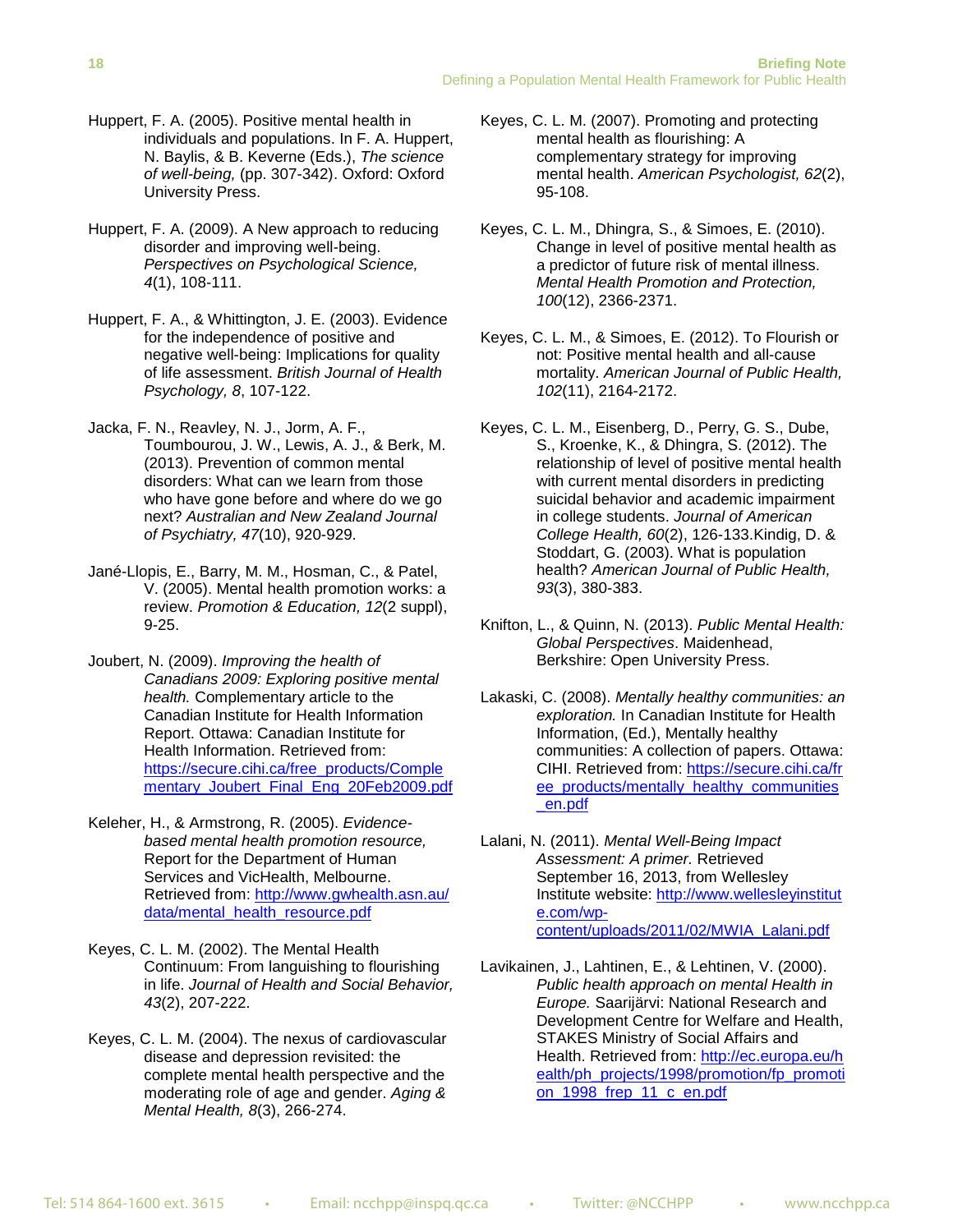Huppert, F. A. (2005). Positive mental health in individuals and populations. In F. A. Huppert, N. Baylis, & B. Keverne (Eds.), *The science of well-being,* (pp. 307-342). Oxford: Oxford University Press.

Huppert, F. A. (2009). A New approach to reducing disorder and improving well-being. *Perspectives on Psychological Science, 4*(1), 108-111.

Huppert, F. A., & Whittington, J. E. (2003). Evidence for the independence of positive and negative well-being: Implications for quality of life assessment. *British Journal of Health Psychology, 8*, 107-122.

Jacka, F. N., Reavley, N. J., Jorm, A. F., Toumbourou, J. W., Lewis, A. J., & Berk, M. (2013). Prevention of common mental disorders: What can we learn from those who have gone before and where do we go next? *Australian and New Zealand Journal of Psychiatry, 47*(10), 920-929.

Jané-Llopis, E., Barry, M. M., Hosman, C., & Patel, V. (2005). Mental health promotion works: a review. *Promotion & Education, 12*(2 suppl), 9-25.

Joubert, N. (2009). *Improving the health of Canadians 2009: Exploring positive mental health.* Complementary article to the Canadian Institute for Health Information Report. Ottawa: Canadian Institute for Health Information. Retrieved from: https://secure.cihi.ca/free_products/Complementary_Joubert_Final_Eng_20Feb2009.pdf

Keleher, H., & Armstrong, R. (2005). *Evidence-based mental health promotion resource,* Report for the Department of Human Services and VicHealth, Melbourne. Retrieved from: http://www.gwhealth.asn.au/data/mental_health_resource.pdf

Keyes, C. L. M. (2002). The Mental Health Continuum: From languishing to flourishing in life. *Journal of Health and Social Behavior, 43*(2), 207-222.

Keyes, C. L. M. (2004). The nexus of cardiovascular disease and depression revisited: the complete mental health perspective and the moderating role of age and gender. *Aging & Mental Health, 8*(3), 266-274.

Keyes, C. L. M. (2007). Promoting and protecting mental health as flourishing: A complementary strategy for improving mental health. *American Psychologist, 62*(2), 95-108.

Keyes, C. L. M., Dhingra, S., & Simoes, E. (2010). Change in level of positive mental health as a predictor of future risk of mental illness. *Mental Health Promotion and Protection, 100*(12), 2366-2371.

Keyes, C. L. M., & Simoes, E. (2012). To Flourish or not: Positive mental health and all-cause mortality. *American Journal of Public Health, 102*(11), 2164-2172.

Keyes, C. L. M., Eisenberg, D., Perry, G. S., Dube, S., Kroenke, K., & Dhingra, S. (2012). The relationship of level of positive mental health with current mental disorders in predicting suicidal behavior and academic impairment in college students. *Journal of American College Health, 60*(2), 126-133.Kindig, D. & Stoddart, G. (2003). What is population health? *American Journal of Public Health, 93*(3), 380-383.

Knifton, L., & Quinn, N. (2013). *Public Mental Health: Global Perspectives*. Maidenhead, Berkshire: Open University Press.

Lakaski, C. (2008). *Mentally healthy communities: an exploration.* In Canadian Institute for Health Information, (Ed.), Mentally healthy communities: A collection of papers. Ottawa: CIHI. Retrieved from: https://secure.cihi.ca/free_products/mentally_healthy_communities_en.pdf

Lalani, N. (2011). *Mental Well-Being Impact Assessment: A primer.* Retrieved September 16, 2013, from Wellesley Institute website: http://www.wellesleyinstitute.com/wp-content/uploads/2011/02/MWIA_Lalani.pdf

Lavikainen, J., Lahtinen, E., & Lehtinen, V. (2000). *Public health approach on mental Health in Europe.* Saarijärvi: National Research and Development Centre for Welfare and Health, STAKES Ministry of Social Affairs and Health. Retrieved from: http://ec.europa.eu/health/ph_projects/1998/promotion/fp_promotion_1998_frep_11_c_en.pdf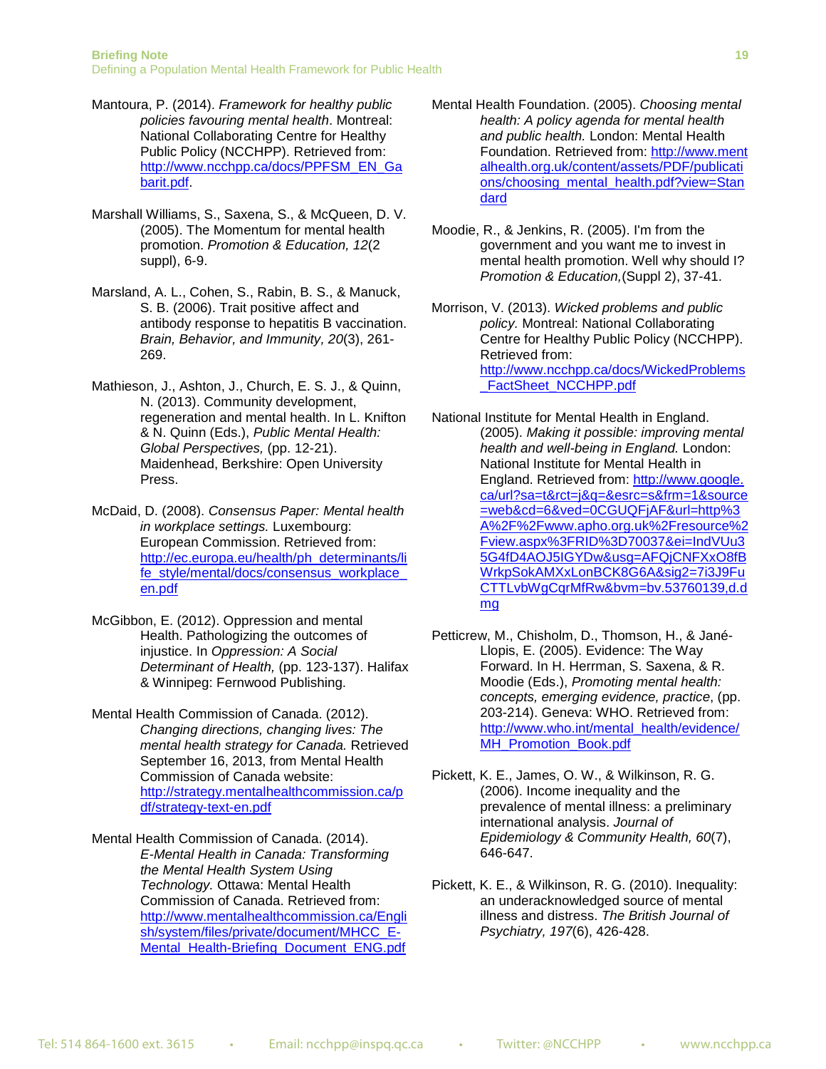Mantoura, P. (2014). *Framework for healthy public policies favouring mental health*. Montreal: National Collaborating Centre for Healthy Public Policy (NCCHPP). Retrieved from: http://www.ncchpp.ca/docs/PPFSM_EN_Gabarit.pdf.

Marshall Williams, S., Saxena, S., & McQueen, D. V. (2005). The Momentum for mental health promotion. *Promotion & Education, 12*(2 suppl), 6-9.

Marsland, A. L., Cohen, S., Rabin, B. S., & Manuck, S. B. (2006). Trait positive affect and antibody response to hepatitis B vaccination. *Brain, Behavior, and Immunity, 20*(3), 261-269.

Mathieson, J., Ashton, J., Church, E. S. J., & Quinn, N. (2013). Community development, regeneration and mental health. In L. Knifton & N. Quinn (Eds.), *Public Mental Health: Global Perspectives,* (pp. 12-21). Maidenhead, Berkshire: Open University Press.

McDaid, D. (2008). *Consensus Paper: Mental health in workplace settings.* Luxembourg: European Commission. Retrieved from: http://ec.europa.eu/health/ph_determinants/life_style/mental/docs/consensus_workplace_en.pdf

McGibbon, E. (2012). Oppression and mental Health. Pathologizing the outcomes of injustice. In *Oppression: A Social Determinant of Health,* (pp. 123-137). Halifax & Winnipeg: Fernwood Publishing.

Mental Health Commission of Canada. (2012). *Changing directions, changing lives: The mental health strategy for Canada.* Retrieved September 16, 2013, from Mental Health Commission of Canada website: http://strategy.mentalhealthcommission.ca/pdf/strategy-text-en.pdf

Mental Health Commission of Canada. (2014). *E-Mental Health in Canada: Transforming the Mental Health System Using Technology.* Ottawa: Mental Health Commission of Canada. Retrieved from: http://www.mentalhealthcommission.ca/English/system/files/private/document/MHCC_E-Mental_Health-Briefing_Document_ENG.pdf

Mental Health Foundation. (2005). *Choosing mental health: A policy agenda for mental health and public health.* London: Mental Health Foundation. Retrieved from: http://www.mentalhealth.org.uk/content/assets/PDF/publications/choosing_mental_health.pdf?view=Standard

Moodie, R., & Jenkins, R. (2005). I'm from the government and you want me to invest in mental health promotion. Well why should I? *Promotion & Education,*(Suppl 2), 37-41.

Morrison, V. (2013). *Wicked problems and public policy*. Montreal: National Collaborating Centre for Healthy Public Policy (NCCHPP). Retrieved from: http://www.ncchpp.ca/docs/WickedProblems_FactSheet_NCCHPP.pdf

National Institute for Mental Health in England. (2005). *Making it possible: improving mental health and well-being in England.* London: National Institute for Mental Health in England. Retrieved from: http://www.google.ca/url?sa=t&rct=j&q=&esrc=s&frm=1&source=web&cd=6&ved=0CGUQFjAF&url=http%3A%2F%2Fwww.apho.org.uk%2Fresource%2Fview.aspx%3FRID%3D70037&ei=IndVUu35G4fD4AOJ5IGYDw&usg=AFQjCNFXxO8fBWrkpSokAMXxLonBCK8G6A&sig2=7i3J9FuCTTLvbWgCqrMfRw&bvm=bv.53760139,d.dmg

Petticrew, M., Chisholm, D., Thomson, H., & Jané-Llopis, E. (2005). Evidence: The Way Forward. In H. Herrman, S. Saxena, & R. Moodie (Eds.), *Promoting mental health: concepts, emerging evidence, practice*, (pp. 203-214). Geneva: WHO. Retrieved from: http://www.who.int/mental_health/evidence/MH_Promotion_Book.pdf

Pickett, K. E., James, O. W., & Wilkinson, R. G. (2006). Income inequality and the prevalence of mental illness: a preliminary international analysis. *Journal of Epidemiology & Community Health, 60*(7), 646-647.

Pickett, K. E., & Wilkinson, R. G. (2010). Inequality: an underacknowledged source of mental illness and distress. *The British Journal of Psychiatry, 197*(6), 426-428.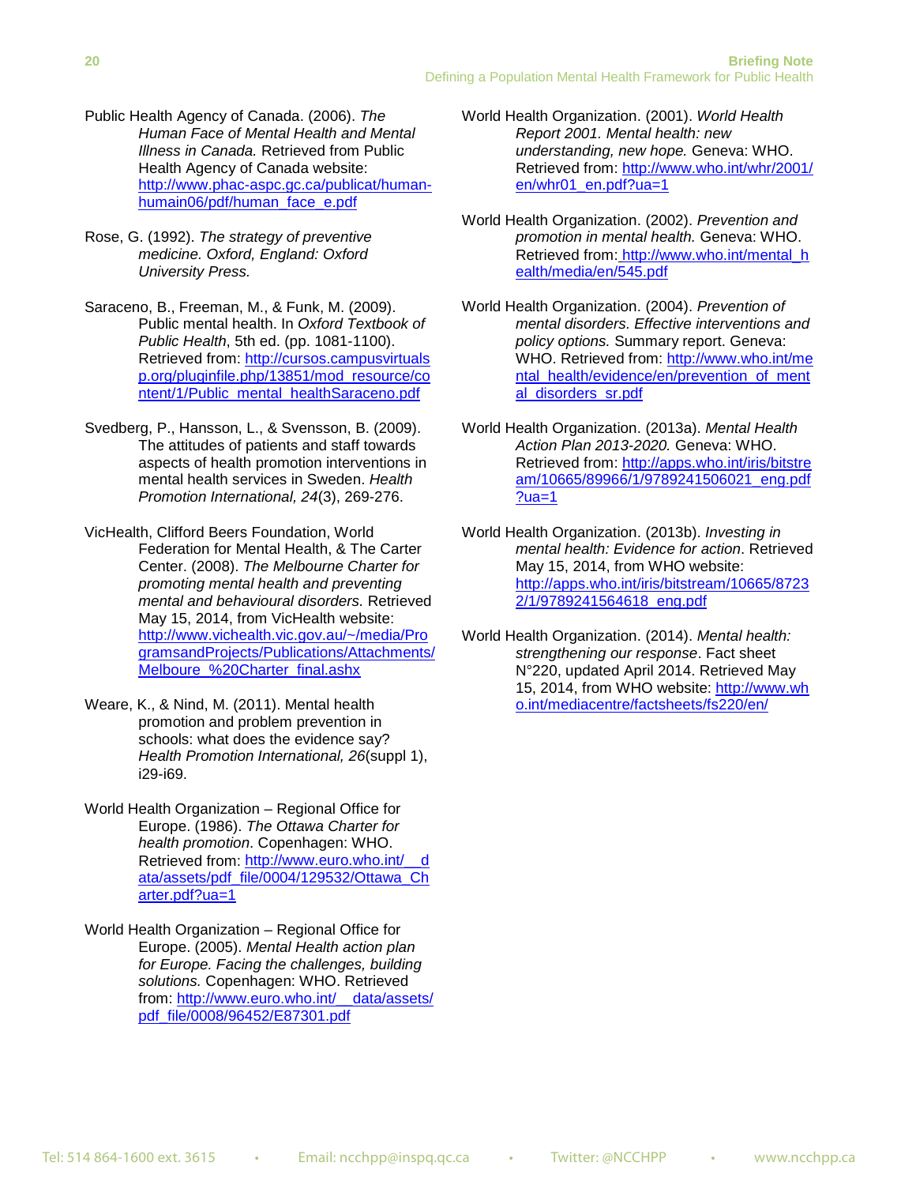Public Health Agency of Canada. (2006). *The Human Face of Mental Health and Mental Illness in Canada.* Retrieved from Public Health Agency of Canada website: http://www.phac-aspc.gc.ca/publicat/human-humain06/pdf/human_face_e.pdf

Rose, G. (1992). *The strategy of preventive medicine. Oxford, England: Oxford University Press.*

Saraceno, B., Freeman, M., & Funk, M. (2009). Public mental health. In *Oxford Textbook of Public Health*, 5th ed. (pp. 1081-1100). Retrieved from: http://cursos.campusvirtualsp.org/pluginfile.php/13851/mod_resource/content/1/Public_mental_healthSaraceno.pdf

Svedberg, P., Hansson, L., & Svensson, B. (2009). The attitudes of patients and staff towards aspects of health promotion interventions in mental health services in Sweden. *Health Promotion International, 24*(3), 269-276.

VicHealth, Clifford Beers Foundation, World Federation for Mental Health, & The Carter Center. (2008). *The Melbourne Charter for promoting mental health and preventing mental and behavioural disorders.* Retrieved May 15, 2014, from VicHealth website: http://www.vichealth.vic.gov.au/~/media/ProgramsandProjects/Publications/Attachments/Melboure_%20Charter_final.ashx

Weare, K., & Nind, M. (2011). Mental health promotion and problem prevention in schools: what does the evidence say? *Health Promotion International, 26*(suppl 1), i29-i69.

World Health Organization – Regional Office for Europe. (1986). *The Ottawa Charter for health promotion*. Copenhagen: WHO. Retrieved from: http://www.euro.who.int/__data/assets/pdf_file/0004/129532/Ottawa_Charter.pdf?ua=1

World Health Organization – Regional Office for Europe. (2005). *Mental Health action plan for Europe. Facing the challenges, building solutions.* Copenhagen: WHO. Retrieved from: http://www.euro.who.int/__data/assets/pdf_file/0008/96452/E87301.pdf

World Health Organization. (2001). *World Health Report 2001. Mental health: new understanding, new hope.* Geneva: WHO. Retrieved from: http://www.who.int/whr/2001/en/whr01_en.pdf?ua=1

World Health Organization. (2002). *Prevention and promotion in mental health.* Geneva: WHO. Retrieved from: http://www.who.int/mental_health/media/en/545.pdf

World Health Organization. (2004). *Prevention of mental disorders. Effective interventions and policy options.* Summary report. Geneva: WHO. Retrieved from: http://www.who.int/mental_health/evidence/en/prevention_of_mental_disorders_sr.pdf

World Health Organization. (2013a). *Mental Health Action Plan 2013-2020.* Geneva: WHO. Retrieved from: http://apps.who.int/iris/bitstream/10665/89966/1/9789241506021_eng.pdf?ua=1

World Health Organization. (2013b). *Investing in mental health: Evidence for action*. Retrieved May 15, 2014, from WHO website: http://apps.who.int/iris/bitstream/10665/87232/1/9789241564618_eng.pdf

World Health Organization. (2014). *Mental health: strengthening our response*. Fact sheet N°220, updated April 2014. Retrieved May 15, 2014, from WHO website: http://www.who.int/mediacentre/factsheets/fs220/en/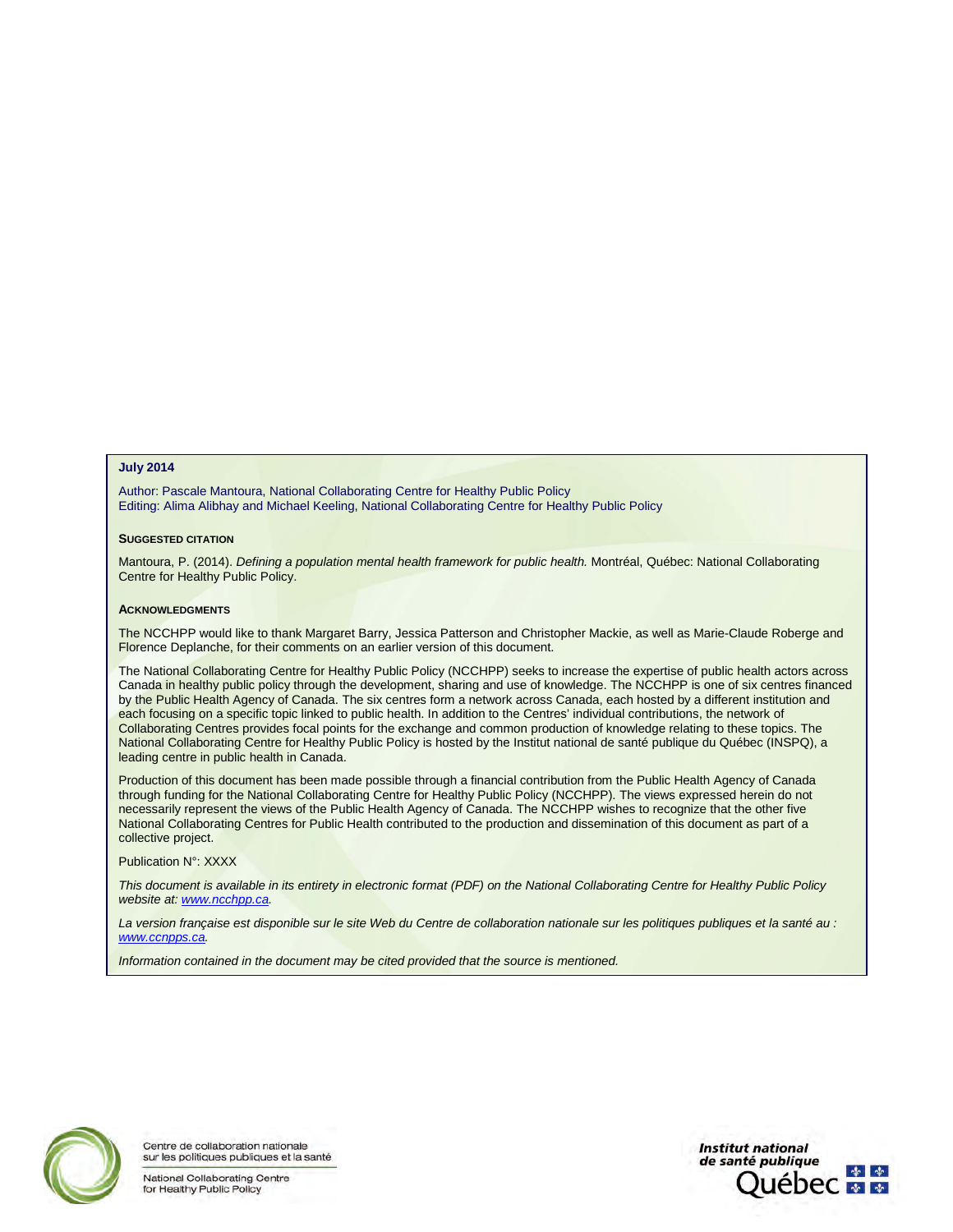**July 2014**

Author: Pascale Mantoura, National Collaborating Centre for Healthy Public Policy
Editing: Alima Alibhay and Michael Keeling, National Collaborating Centre for Healthy Public Policy

**SUGGESTED CITATION**

Mantoura, P. (2014). *Defining a population mental health framework for public health.* Montréal, Québec: National Collaborating Centre for Healthy Public Policy.

**ACKNOWLEDGMENTS**

The NCCHPP would like to thank Margaret Barry, Jessica Patterson and Christopher Mackie, as well as Marie-Claude Roberge and Florence Deplanche, for their comments on an earlier version of this document.

The National Collaborating Centre for Healthy Public Policy (NCCHPP) seeks to increase the expertise of public health actors across Canada in healthy public policy through the development, sharing and use of knowledge. The NCCHPP is one of six centres financed by the Public Health Agency of Canada. The six centres form a network across Canada, each hosted by a different institution and each focusing on a specific topic linked to public health. In addition to the Centres' individual contributions, the network of Collaborating Centres provides focal points for the exchange and common production of knowledge relating to these topics. The National Collaborating Centre for Healthy Public Policy is hosted by the Institut national de santé publique du Québec (INSPQ), a leading centre in public health in Canada.

Production of this document has been made possible through a financial contribution from the Public Health Agency of Canada through funding for the National Collaborating Centre for Healthy Public Policy (NCCHPP). The views expressed herein do not necessarily represent the views of the Public Health Agency of Canada. The NCCHPP wishes to recognize that the other five National Collaborating Centres for Public Health contributed to the production and dissemination of this document as part of a collective project.

Publication N°: XXXX

*This document is available in its entirety in electronic format (PDF) on the National Collaborating Centre for Healthy Public Policy website at: www.ncchpp.ca.*

*La version française est disponible sur le site Web du Centre de collaboration nationale sur les politiques publiques et la santé au : www.ccnpps.ca.*

*Information contained in the document may be cited provided that the source is mentioned.*

Centre de collaboration nationale sur les politiques publiques et la santé

National Collaborating Centre for Healthy Public Policy

Institut national de santé publique Québec